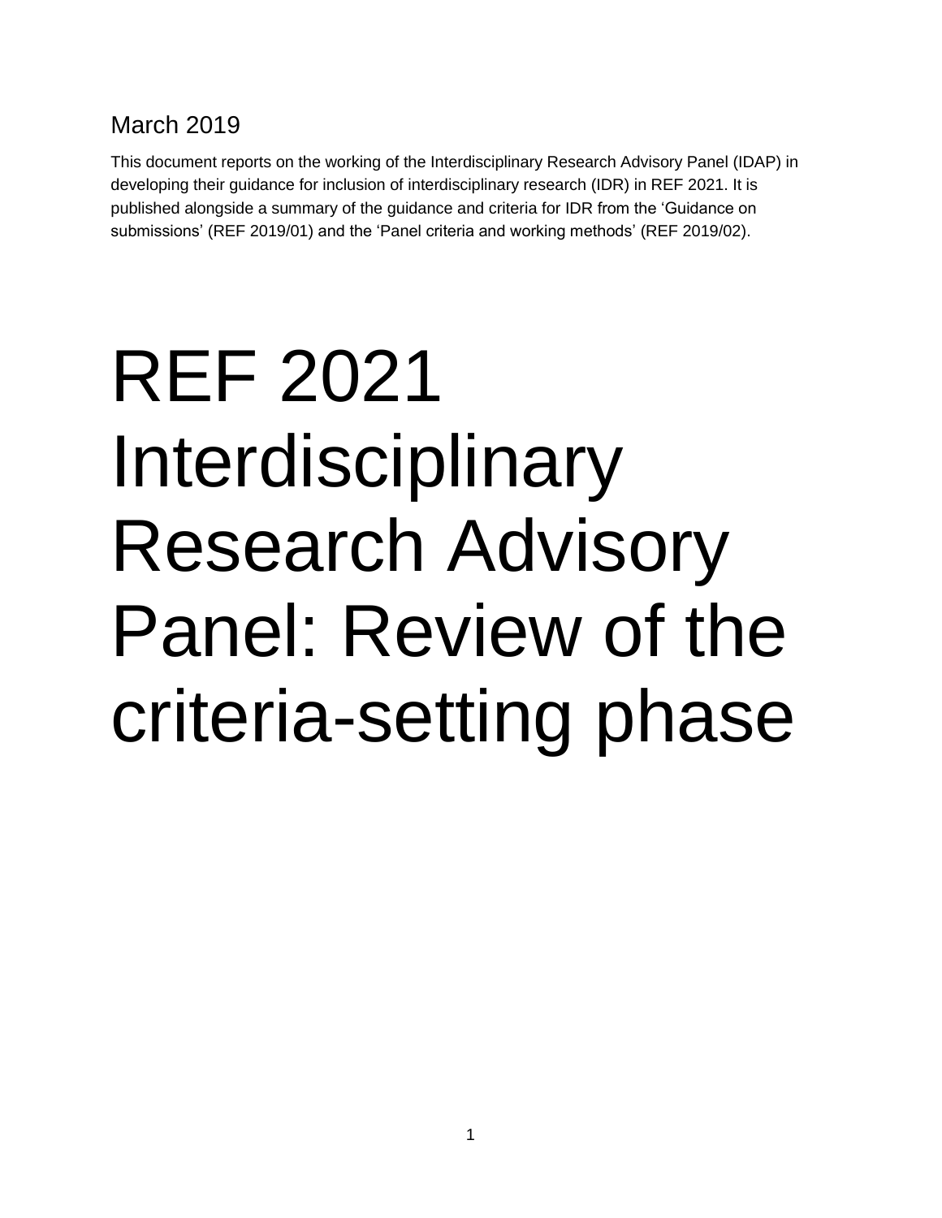March 2019

This document reports on the working of the Interdisciplinary Research Advisory Panel (IDAP) in developing their guidance for inclusion of interdisciplinary research (IDR) in REF 2021. It is published alongside a summary of the guidance and criteria for IDR from the 'Guidance on submissions' (REF 2019/01) and the 'Panel criteria and working methods' (REF 2019/02).

# REF 2021 Interdisciplinary Research Advisory Panel: Review of the criteria-setting phase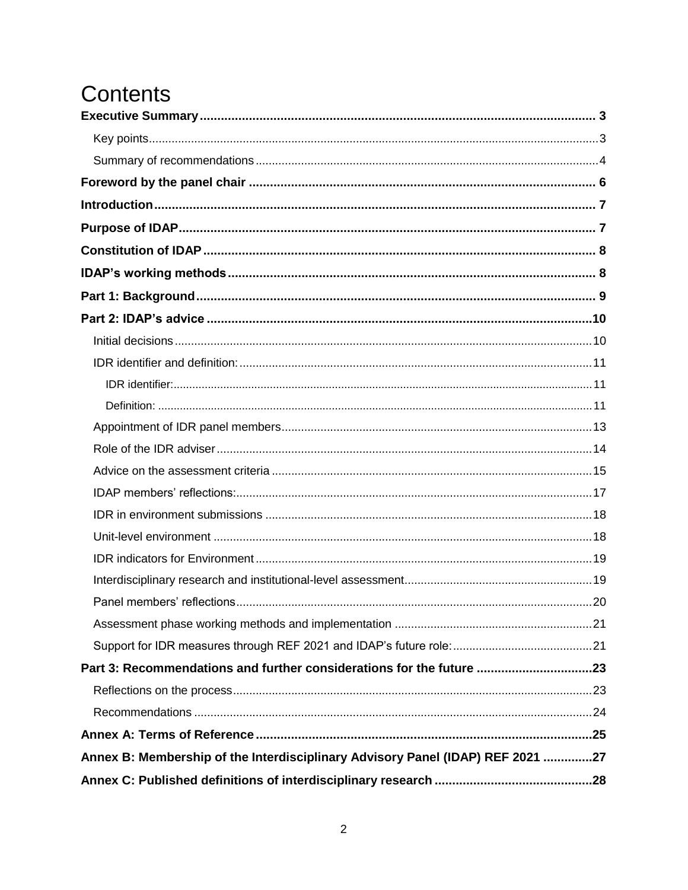# Contents

**Executive Summary** .......... 3

- Key points .......... 3
- Summary of recommendations .......... 4

**Foreword by the panel chair** .......... 6

**Introduction** .......... 7

**Purpose of IDAP** .......... 7

**Constitution of IDAP** .......... 8

**IDAP's working methods** .......... 8

**Part 1: Background** .......... 9

**Part 2: IDAP's advice** .......... 10

- Initial decisions .......... 10
- IDR identifier and definition: .......... 11
  - IDR identifier: .......... 11
  - Definition: .......... 11
- Appointment of IDR panel members .......... 13
- Role of the IDR adviser .......... 14
- Advice on the assessment criteria .......... 15
- IDAP members' reflections: .......... 17
- IDR in environment submissions .......... 18
- Unit-level environment .......... 18
- IDR indicators for Environment .......... 19
- Interdisciplinary research and institutional-level assessment .......... 19
- Panel members' reflections .......... 20
- Assessment phase working methods and implementation .......... 21
- Support for IDR measures through REF 2021 and IDAP's future role: .......... 21

**Part 3: Recommendations and further considerations for the future** .......... 23

- Reflections on the process .......... 23
- Recommendations .......... 24

**Annex A: Terms of Reference** .......... 25

**Annex B: Membership of the Interdisciplinary Advisory Panel (IDAP) REF 2021** .......... 27

**Annex C: Published definitions of interdisciplinary research** .......... 28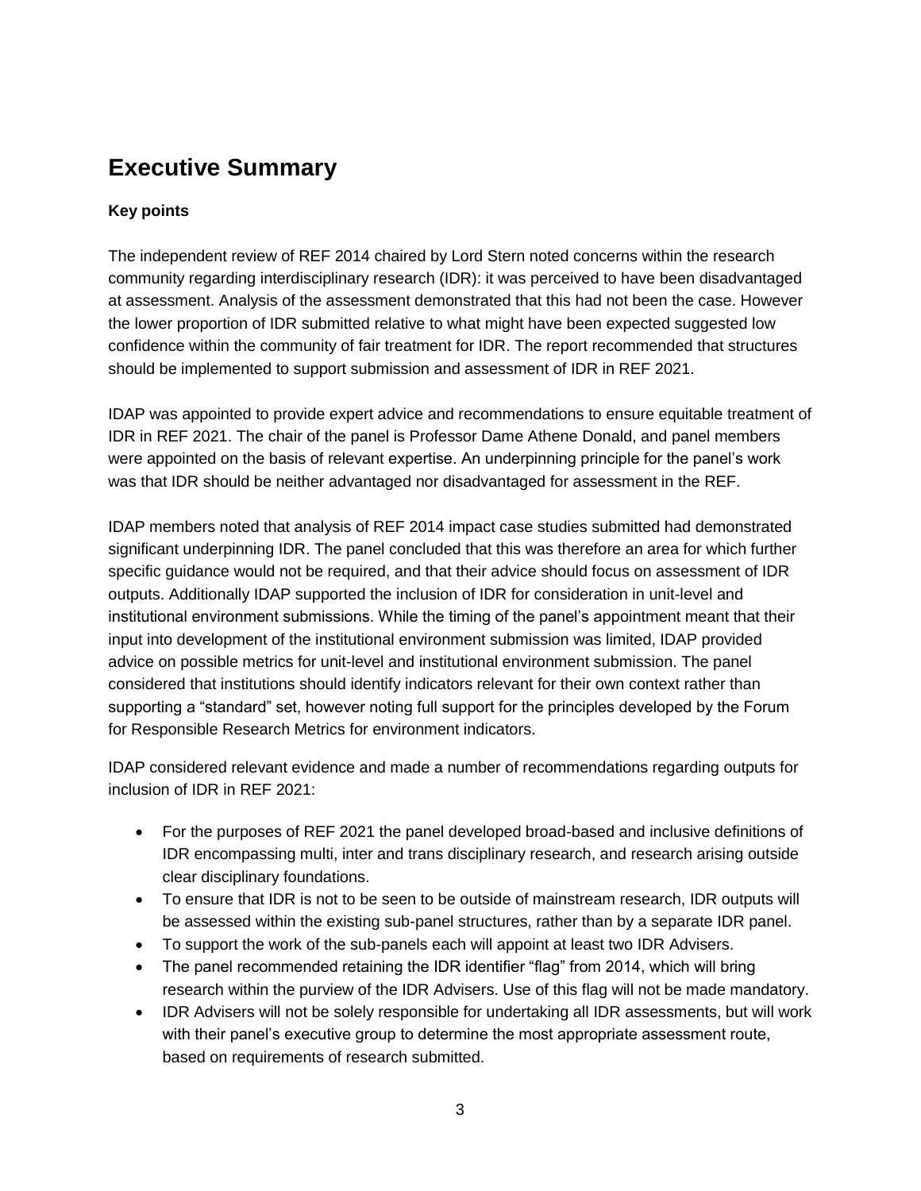# Executive Summary

**Key points**

The independent review of REF 2014 chaired by Lord Stern noted concerns within the research community regarding interdisciplinary research (IDR): it was perceived to have been disadvantaged at assessment. Analysis of the assessment demonstrated that this had not been the case. However the lower proportion of IDR submitted relative to what might have been expected suggested low confidence within the community of fair treatment for IDR. The report recommended that structures should be implemented to support submission and assessment of IDR in REF 2021.

IDAP was appointed to provide expert advice and recommendations to ensure equitable treatment of IDR in REF 2021. The chair of the panel is Professor Dame Athene Donald, and panel members were appointed on the basis of relevant expertise. An underpinning principle for the panel's work was that IDR should be neither advantaged nor disadvantaged for assessment in the REF.

IDAP members noted that analysis of REF 2014 impact case studies submitted had demonstrated significant underpinning IDR. The panel concluded that this was therefore an area for which further specific guidance would not be required, and that their advice should focus on assessment of IDR outputs. Additionally IDAP supported the inclusion of IDR for consideration in unit-level and institutional environment submissions. While the timing of the panel's appointment meant that their input into development of the institutional environment submission was limited, IDAP provided advice on possible metrics for unit-level and institutional environment submission. The panel considered that institutions should identify indicators relevant for their own context rather than supporting a "standard" set, however noting full support for the principles developed by the Forum for Responsible Research Metrics for environment indicators.

IDAP considered relevant evidence and made a number of recommendations regarding outputs for inclusion of IDR in REF 2021:

- For the purposes of REF 2021 the panel developed broad-based and inclusive definitions of IDR encompassing multi, inter and trans disciplinary research, and research arising outside clear disciplinary foundations.
- To ensure that IDR is not to be seen to be outside of mainstream research, IDR outputs will be assessed within the existing sub-panel structures, rather than by a separate IDR panel.
- To support the work of the sub-panels each will appoint at least two IDR Advisers.
- The panel recommended retaining the IDR identifier "flag" from 2014, which will bring research within the purview of the IDR Advisers. Use of this flag will not be made mandatory.
- IDR Advisers will not be solely responsible for undertaking all IDR assessments, but will work with their panel's executive group to determine the most appropriate assessment route, based on requirements of research submitted.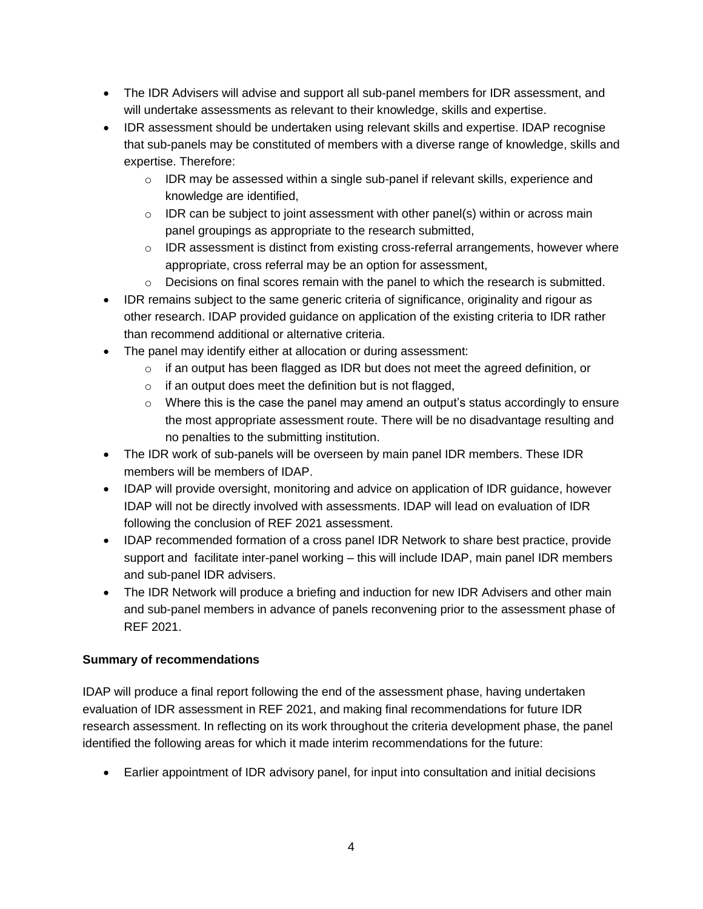- The IDR Advisers will advise and support all sub-panel members for IDR assessment, and will undertake assessments as relevant to their knowledge, skills and expertise.
- IDR assessment should be undertaken using relevant skills and expertise. IDAP recognise that sub-panels may be constituted of members with a diverse range of knowledge, skills and expertise. Therefore:
  - IDR may be assessed within a single sub-panel if relevant skills, experience and knowledge are identified,
  - IDR can be subject to joint assessment with other panel(s) within or across main panel groupings as appropriate to the research submitted,
  - IDR assessment is distinct from existing cross-referral arrangements, however where appropriate, cross referral may be an option for assessment,
  - Decisions on final scores remain with the panel to which the research is submitted.
- IDR remains subject to the same generic criteria of significance, originality and rigour as other research. IDAP provided guidance on application of the existing criteria to IDR rather than recommend additional or alternative criteria.
- The panel may identify either at allocation or during assessment:
  - if an output has been flagged as IDR but does not meet the agreed definition, or
  - if an output does meet the definition but is not flagged,
  - Where this is the case the panel may amend an output's status accordingly to ensure the most appropriate assessment route. There will be no disadvantage resulting and no penalties to the submitting institution.
- The IDR work of sub-panels will be overseen by main panel IDR members. These IDR members will be members of IDAP.
- IDAP will provide oversight, monitoring and advice on application of IDR guidance, however IDAP will not be directly involved with assessments. IDAP will lead on evaluation of IDR following the conclusion of REF 2021 assessment.
- IDAP recommended formation of a cross panel IDR Network to share best practice, provide support and facilitate inter-panel working – this will include IDAP, main panel IDR members and sub-panel IDR advisers.
- The IDR Network will produce a briefing and induction for new IDR Advisers and other main and sub-panel members in advance of panels reconvening prior to the assessment phase of REF 2021.

**Summary of recommendations**

IDAP will produce a final report following the end of the assessment phase, having undertaken evaluation of IDR assessment in REF 2021, and making final recommendations for future IDR research assessment. In reflecting on its work throughout the criteria development phase, the panel identified the following areas for which it made interim recommendations for the future:

- Earlier appointment of IDR advisory panel, for input into consultation and initial decisions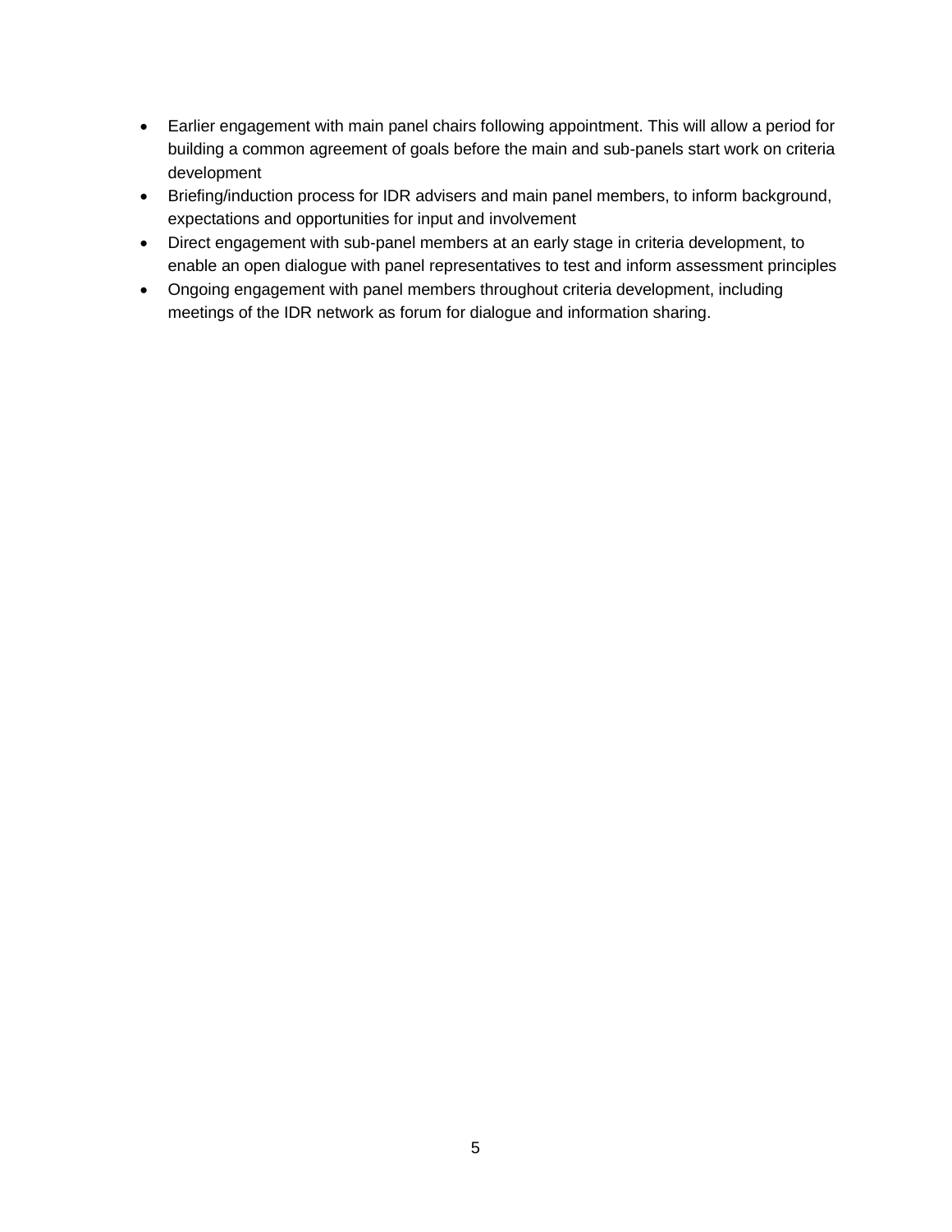- Earlier engagement with main panel chairs following appointment. This will allow a period for building a common agreement of goals before the main and sub-panels start work on criteria development
- Briefing/induction process for IDR advisers and main panel members, to inform background, expectations and opportunities for input and involvement
- Direct engagement with sub-panel members at an early stage in criteria development, to enable an open dialogue with panel representatives to test and inform assessment principles
- Ongoing engagement with panel members throughout criteria development, including meetings of the IDR network as forum for dialogue and information sharing.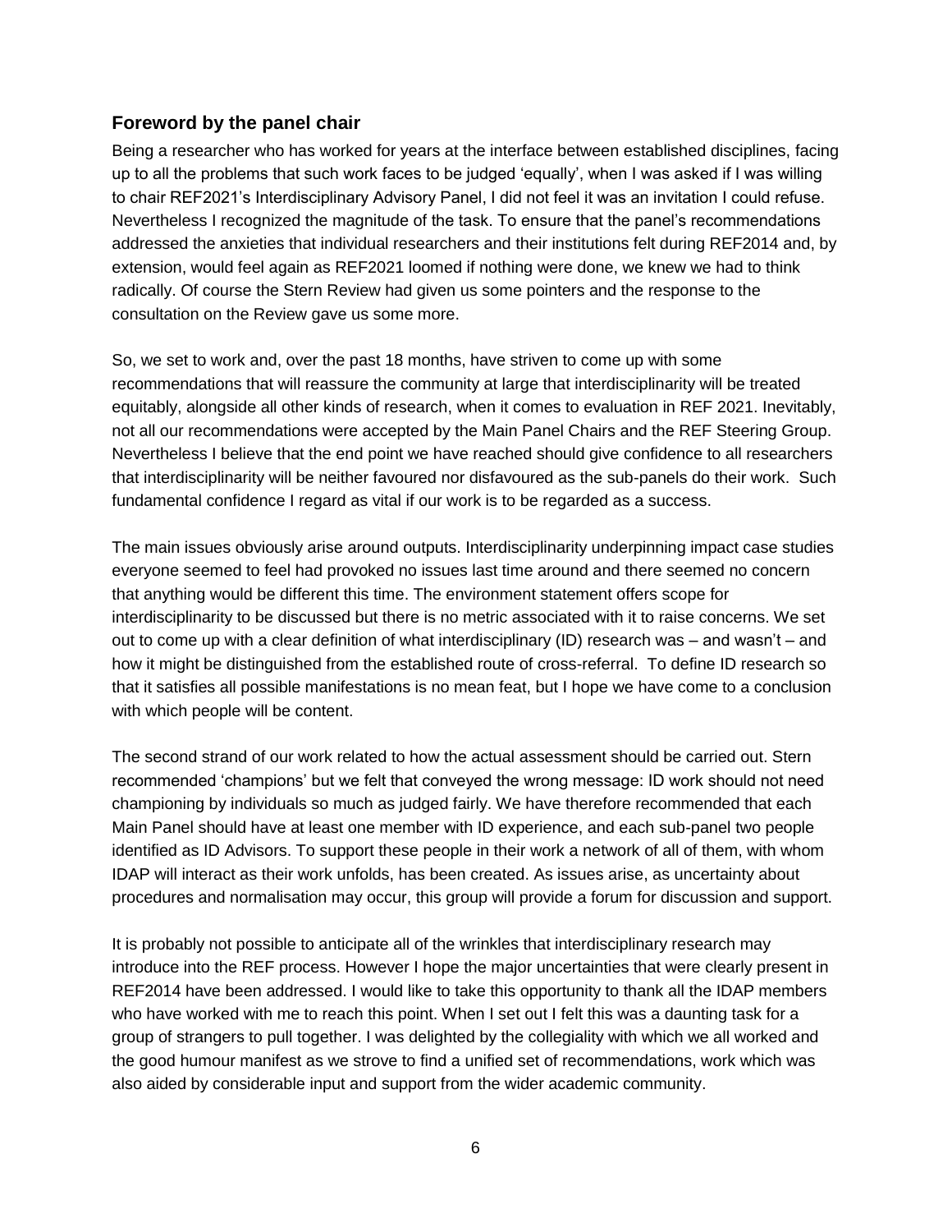## Foreword by the panel chair

Being a researcher who has worked for years at the interface between established disciplines, facing up to all the problems that such work faces to be judged 'equally', when I was asked if I was willing to chair REF2021's Interdisciplinary Advisory Panel, I did not feel it was an invitation I could refuse. Nevertheless I recognized the magnitude of the task. To ensure that the panel's recommendations addressed the anxieties that individual researchers and their institutions felt during REF2014 and, by extension, would feel again as REF2021 loomed if nothing were done, we knew we had to think radically. Of course the Stern Review had given us some pointers and the response to the consultation on the Review gave us some more.

So, we set to work and, over the past 18 months, have striven to come up with some recommendations that will reassure the community at large that interdisciplinarity will be treated equitably, alongside all other kinds of research, when it comes to evaluation in REF 2021. Inevitably, not all our recommendations were accepted by the Main Panel Chairs and the REF Steering Group. Nevertheless I believe that the end point we have reached should give confidence to all researchers that interdisciplinarity will be neither favoured nor disfavoured as the sub-panels do their work. Such fundamental confidence I regard as vital if our work is to be regarded as a success.

The main issues obviously arise around outputs. Interdisciplinarity underpinning impact case studies everyone seemed to feel had provoked no issues last time around and there seemed no concern that anything would be different this time. The environment statement offers scope for interdisciplinarity to be discussed but there is no metric associated with it to raise concerns. We set out to come up with a clear definition of what interdisciplinary (ID) research was – and wasn't – and how it might be distinguished from the established route of cross-referral. To define ID research so that it satisfies all possible manifestations is no mean feat, but I hope we have come to a conclusion with which people will be content.

The second strand of our work related to how the actual assessment should be carried out. Stern recommended 'champions' but we felt that conveyed the wrong message: ID work should not need championing by individuals so much as judged fairly. We have therefore recommended that each Main Panel should have at least one member with ID experience, and each sub-panel two people identified as ID Advisors. To support these people in their work a network of all of them, with whom IDAP will interact as their work unfolds, has been created. As issues arise, as uncertainty about procedures and normalisation may occur, this group will provide a forum for discussion and support.

It is probably not possible to anticipate all of the wrinkles that interdisciplinary research may introduce into the REF process. However I hope the major uncertainties that were clearly present in REF2014 have been addressed. I would like to take this opportunity to thank all the IDAP members who have worked with me to reach this point. When I set out I felt this was a daunting task for a group of strangers to pull together. I was delighted by the collegiality with which we all worked and the good humour manifest as we strove to find a unified set of recommendations, work which was also aided by considerable input and support from the wider academic community.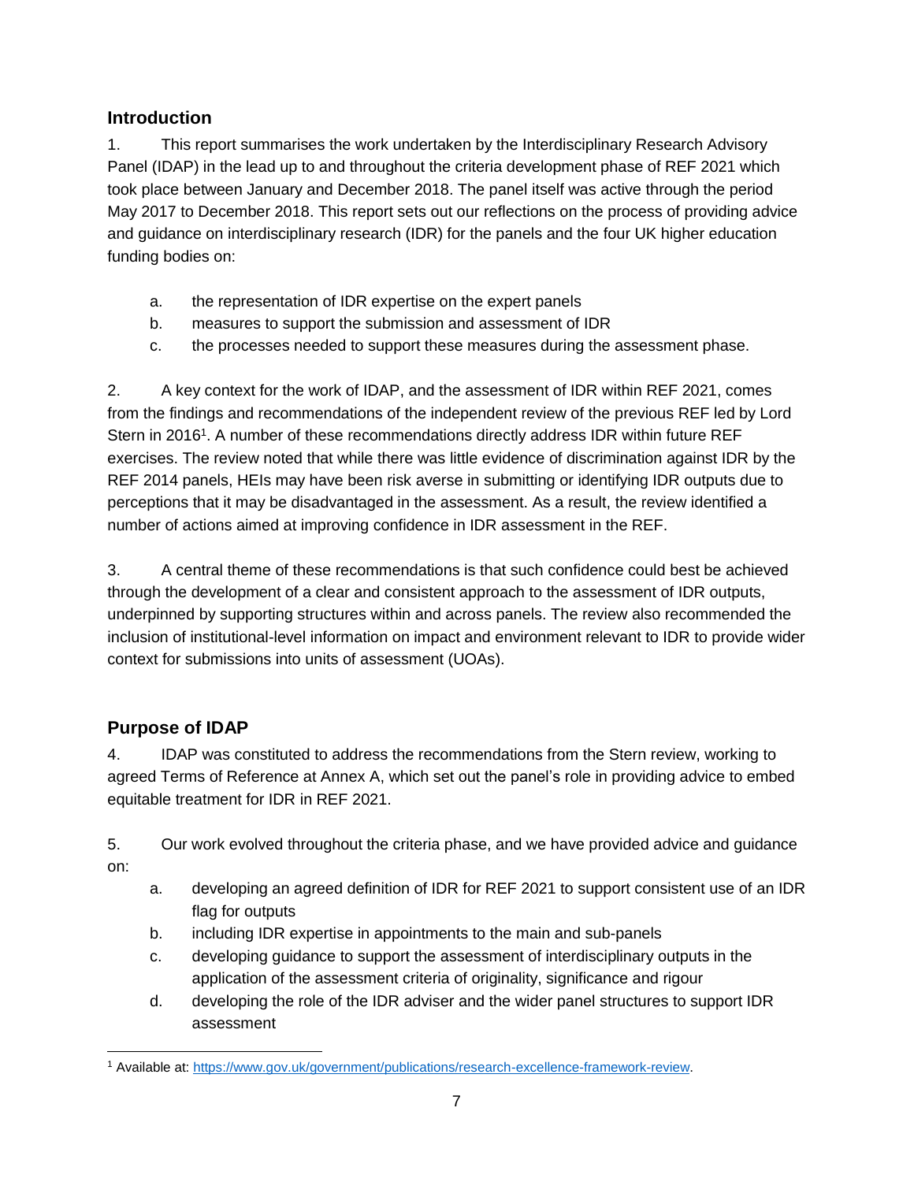## Introduction

1. This report summarises the work undertaken by the Interdisciplinary Research Advisory Panel (IDAP) in the lead up to and throughout the criteria development phase of REF 2021 which took place between January and December 2018. The panel itself was active through the period May 2017 to December 2018. This report sets out our reflections on the process of providing advice and guidance on interdisciplinary research (IDR) for the panels and the four UK higher education funding bodies on:

   a. the representation of IDR expertise on the expert panels
   b. measures to support the submission and assessment of IDR
   c. the processes needed to support these measures during the assessment phase.

2. A key context for the work of IDAP, and the assessment of IDR within REF 2021, comes from the findings and recommendations of the independent review of the previous REF led by Lord Stern in 2016[1]. A number of these recommendations directly address IDR within future REF exercises. The review noted that while there was little evidence of discrimination against IDR by the REF 2014 panels, HEIs may have been risk averse in submitting or identifying IDR outputs due to perceptions that it may be disadvantaged in the assessment. As a result, the review identified a number of actions aimed at improving confidence in IDR assessment in the REF.

3. A central theme of these recommendations is that such confidence could best be achieved through the development of a clear and consistent approach to the assessment of IDR outputs, underpinned by supporting structures within and across panels. The review also recommended the inclusion of institutional-level information on impact and environment relevant to IDR to provide wider context for submissions into units of assessment (UOAs).

## Purpose of IDAP

4. IDAP was constituted to address the recommendations from the Stern review, working to agreed Terms of Reference at Annex A, which set out the panel's role in providing advice to embed equitable treatment for IDR in REF 2021.

5. Our work evolved throughout the criteria phase, and we have provided advice and guidance on:

   a. developing an agreed definition of IDR for REF 2021 to support consistent use of an IDR flag for outputs
   b. including IDR expertise in appointments to the main and sub-panels
   c. developing guidance to support the assessment of interdisciplinary outputs in the application of the assessment criteria of originality, significance and rigour
   d. developing the role of the IDR adviser and the wider panel structures to support IDR assessment

---

[1] Available at: https://www.gov.uk/government/publications/research-excellence-framework-review.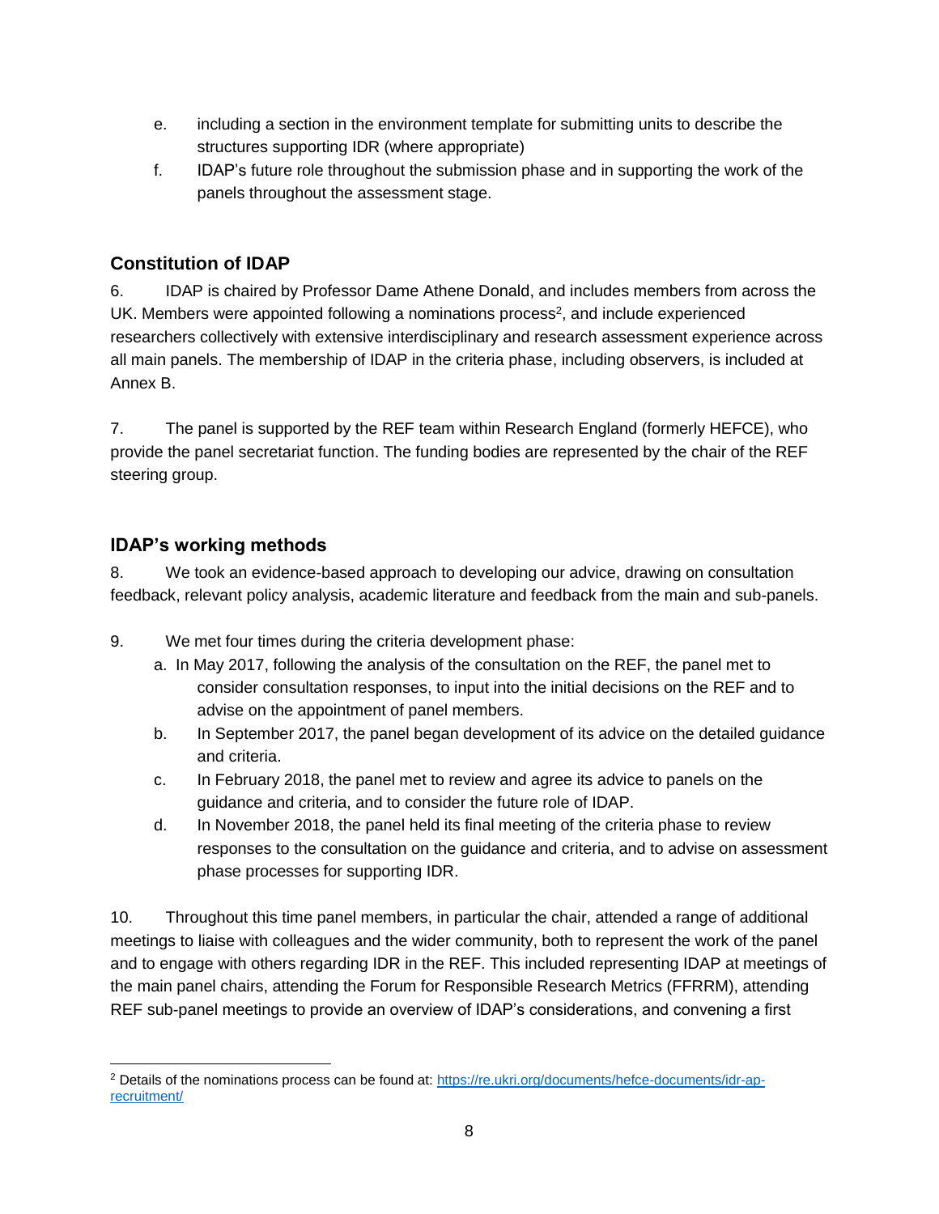e. including a section in the environment template for submitting units to describe the structures supporting IDR (where appropriate)

f. IDAP's future role throughout the submission phase and in supporting the work of the panels throughout the assessment stage.

## Constitution of IDAP

6. IDAP is chaired by Professor Dame Athene Donald, and includes members from across the UK. Members were appointed following a nominations process[2], and include experienced researchers collectively with extensive interdisciplinary and research assessment experience across all main panels. The membership of IDAP in the criteria phase, including observers, is included at Annex B.

7. The panel is supported by the REF team within Research England (formerly HEFCE), who provide the panel secretariat function. The funding bodies are represented by the chair of the REF steering group.

## IDAP's working methods

8. We took an evidence-based approach to developing our advice, drawing on consultation feedback, relevant policy analysis, academic literature and feedback from the main and sub-panels.

9. We met four times during the criteria development phase:

a. In May 2017, following the analysis of the consultation on the REF, the panel met to consider consultation responses, to input into the initial decisions on the REF and to advise on the appointment of panel members.

b. In September 2017, the panel began development of its advice on the detailed guidance and criteria.

c. In February 2018, the panel met to review and agree its advice to panels on the guidance and criteria, and to consider the future role of IDAP.

d. In November 2018, the panel held its final meeting of the criteria phase to review responses to the consultation on the guidance and criteria, and to advise on assessment phase processes for supporting IDR.

10. Throughout this time panel members, in particular the chair, attended a range of additional meetings to liaise with colleagues and the wider community, both to represent the work of the panel and to engage with others regarding IDR in the REF. This included representing IDAP at meetings of the main panel chairs, attending the Forum for Responsible Research Metrics (FFRRM), attending REF sub-panel meetings to provide an overview of IDAP's considerations, and convening a first

[2] Details of the nominations process can be found at: https://re.ukri.org/documents/hefce-documents/idr-ap-recruitment/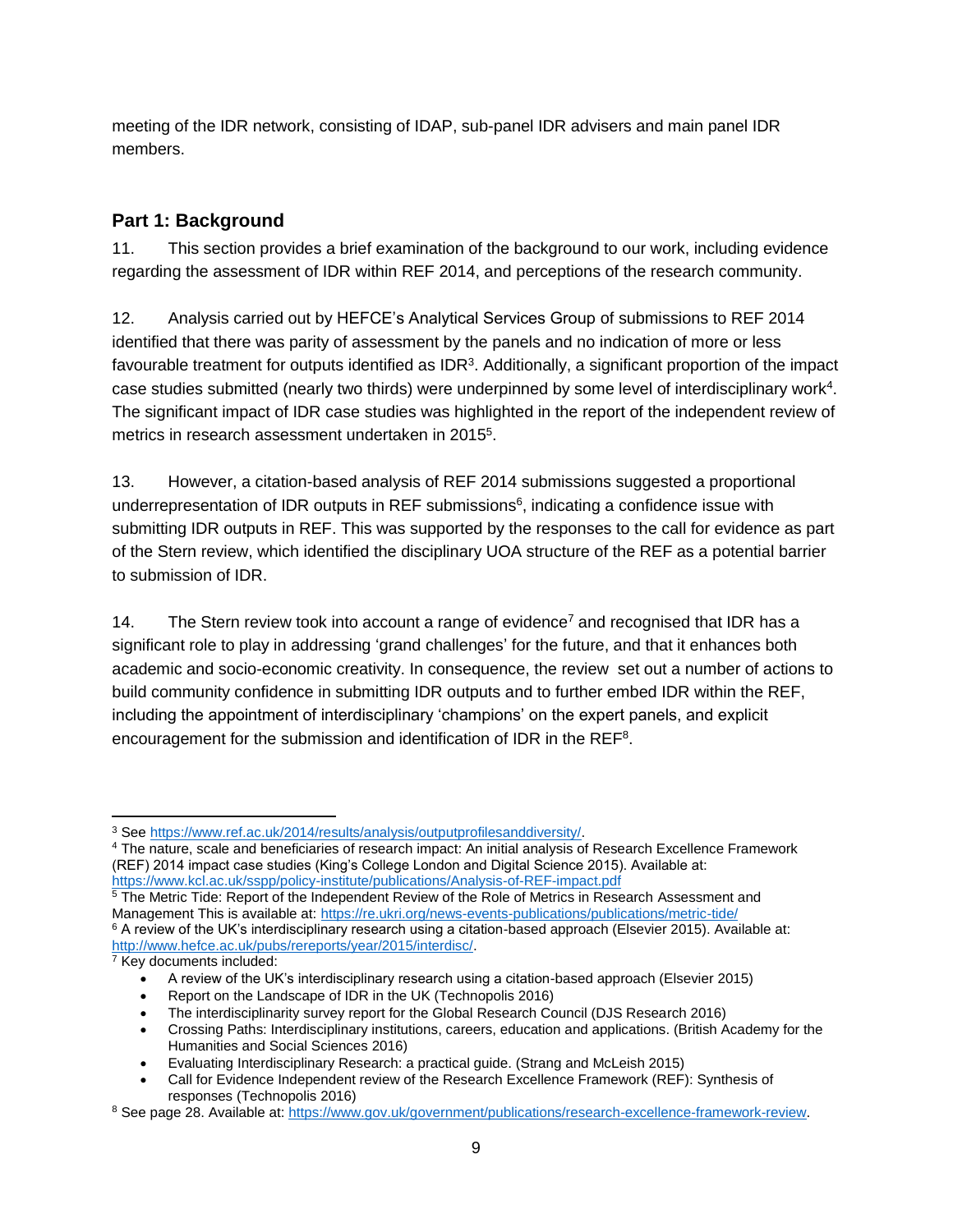meeting of the IDR network, consisting of IDAP, sub-panel IDR advisers and main panel IDR members.

## Part 1: Background

11. This section provides a brief examination of the background to our work, including evidence regarding the assessment of IDR within REF 2014, and perceptions of the research community.

12. Analysis carried out by HEFCE's Analytical Services Group of submissions to REF 2014 identified that there was parity of assessment by the panels and no indication of more or less favourable treatment for outputs identified as IDR[3]. Additionally, a significant proportion of the impact case studies submitted (nearly two thirds) were underpinned by some level of interdisciplinary work[4]. The significant impact of IDR case studies was highlighted in the report of the independent review of metrics in research assessment undertaken in 2015[5].

13. However, a citation-based analysis of REF 2014 submissions suggested a proportional underrepresentation of IDR outputs in REF submissions[6], indicating a confidence issue with submitting IDR outputs in REF. This was supported by the responses to the call for evidence as part of the Stern review, which identified the disciplinary UOA structure of the REF as a potential barrier to submission of IDR.

14. The Stern review took into account a range of evidence[7] and recognised that IDR has a significant role to play in addressing 'grand challenges' for the future, and that it enhances both academic and socio-economic creativity. In consequence, the review set out a number of actions to build community confidence in submitting IDR outputs and to further embed IDR within the REF, including the appointment of interdisciplinary 'champions' on the expert panels, and explicit encouragement for the submission and identification of IDR in the REF[8].

---

[3] See https://www.ref.ac.uk/2014/results/analysis/outputprofilesanddiversity/.

[4] The nature, scale and beneficiaries of research impact: An initial analysis of Research Excellence Framework (REF) 2014 impact case studies (King's College London and Digital Science 2015). Available at: https://www.kcl.ac.uk/sspp/policy-institute/publications/Analysis-of-REF-impact.pdf

[5] The Metric Tide: Report of the Independent Review of the Role of Metrics in Research Assessment and Management This is available at: https://re.ukri.org/news-events-publications/publications/metric-tide/

[6] A review of the UK's interdisciplinary research using a citation-based approach (Elsevier 2015). Available at: http://www.hefce.ac.uk/pubs/rereports/year/2015/interdisc/.

[7] Key documents included:

- A review of the UK's interdisciplinary research using a citation-based approach (Elsevier 2015)
- Report on the Landscape of IDR in the UK (Technopolis 2016)
- The interdisciplinarity survey report for the Global Research Council (DJS Research 2016)
- Crossing Paths: Interdisciplinary institutions, careers, education and applications. (British Academy for the Humanities and Social Sciences 2016)
- Evaluating Interdisciplinary Research: a practical guide. (Strang and McLeish 2015)
- Call for Evidence Independent review of the Research Excellence Framework (REF): Synthesis of responses (Technopolis 2016)

[8] See page 28. Available at: https://www.gov.uk/government/publications/research-excellence-framework-review.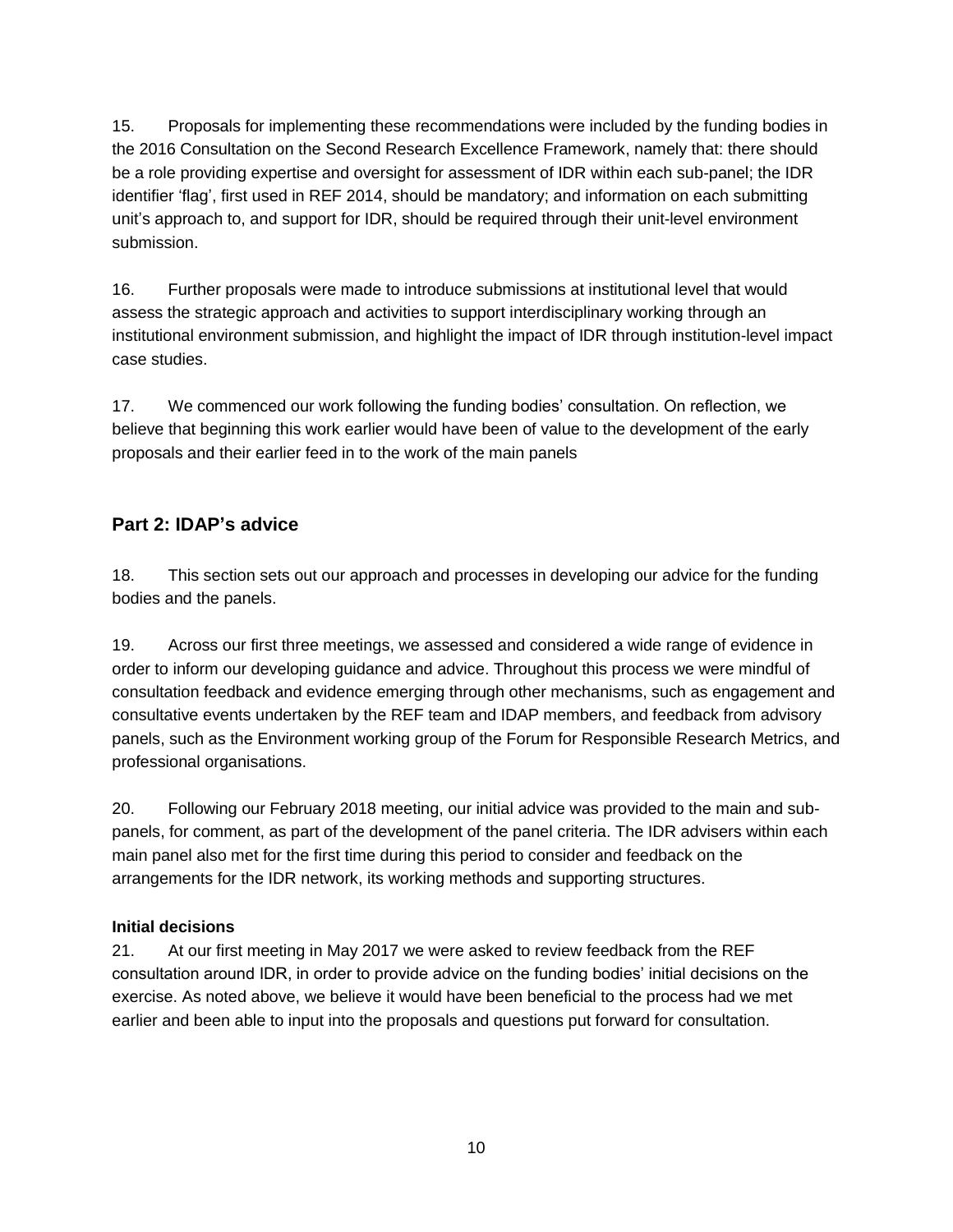15. Proposals for implementing these recommendations were included by the funding bodies in the 2016 Consultation on the Second Research Excellence Framework, namely that: there should be a role providing expertise and oversight for assessment of IDR within each sub-panel; the IDR identifier 'flag', first used in REF 2014, should be mandatory; and information on each submitting unit's approach to, and support for IDR, should be required through their unit-level environment submission.

16. Further proposals were made to introduce submissions at institutional level that would assess the strategic approach and activities to support interdisciplinary working through an institutional environment submission, and highlight the impact of IDR through institution-level impact case studies.

17. We commenced our work following the funding bodies' consultation. On reflection, we believe that beginning this work earlier would have been of value to the development of the early proposals and their earlier feed in to the work of the main panels

## Part 2: IDAP's advice

18. This section sets out our approach and processes in developing our advice for the funding bodies and the panels.

19. Across our first three meetings, we assessed and considered a wide range of evidence in order to inform our developing guidance and advice. Throughout this process we were mindful of consultation feedback and evidence emerging through other mechanisms, such as engagement and consultative events undertaken by the REF team and IDAP members, and feedback from advisory panels, such as the Environment working group of the Forum for Responsible Research Metrics, and professional organisations.

20. Following our February 2018 meeting, our initial advice was provided to the main and sub-panels, for comment, as part of the development of the panel criteria. The IDR advisers within each main panel also met for the first time during this period to consider and feedback on the arrangements for the IDR network, its working methods and supporting structures.

**Initial decisions**

21. At our first meeting in May 2017 we were asked to review feedback from the REF consultation around IDR, in order to provide advice on the funding bodies' initial decisions on the exercise. As noted above, we believe it would have been beneficial to the process had we met earlier and been able to input into the proposals and questions put forward for consultation.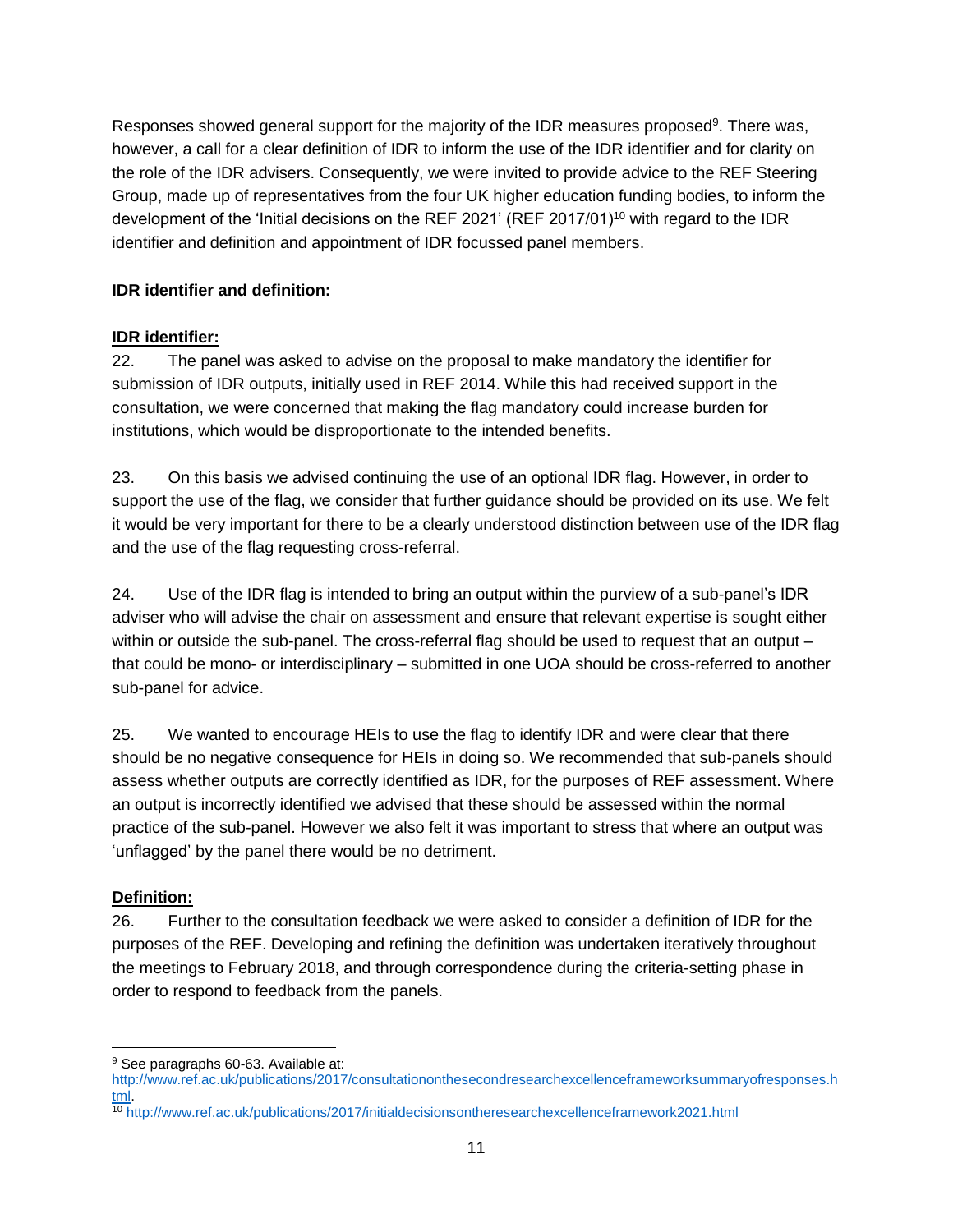Responses showed general support for the majority of the IDR measures proposed[9]. There was, however, a call for a clear definition of IDR to inform the use of the IDR identifier and for clarity on the role of the IDR advisers. Consequently, we were invited to provide advice to the REF Steering Group, made up of representatives from the four UK higher education funding bodies, to inform the development of the 'Initial decisions on the REF 2021' (REF 2017/01)[10] with regard to the IDR identifier and definition and appointment of IDR focussed panel members.

**IDR identifier and definition:**

**IDR identifier:**

22. The panel was asked to advise on the proposal to make mandatory the identifier for submission of IDR outputs, initially used in REF 2014. While this had received support in the consultation, we were concerned that making the flag mandatory could increase burden for institutions, which would be disproportionate to the intended benefits.

23. On this basis we advised continuing the use of an optional IDR flag. However, in order to support the use of the flag, we consider that further guidance should be provided on its use. We felt it would be very important for there to be a clearly understood distinction between use of the IDR flag and the use of the flag requesting cross-referral.

24. Use of the IDR flag is intended to bring an output within the purview of a sub-panel's IDR adviser who will advise the chair on assessment and ensure that relevant expertise is sought either within or outside the sub-panel. The cross-referral flag should be used to request that an output – that could be mono- or interdisciplinary – submitted in one UOA should be cross-referred to another sub-panel for advice.

25. We wanted to encourage HEIs to use the flag to identify IDR and were clear that there should be no negative consequence for HEIs in doing so. We recommended that sub-panels should assess whether outputs are correctly identified as IDR, for the purposes of REF assessment. Where an output is incorrectly identified we advised that these should be assessed within the normal practice of the sub-panel. However we also felt it was important to stress that where an output was 'unflagged' by the panel there would be no detriment.

**Definition:**

26. Further to the consultation feedback we were asked to consider a definition of IDR for the purposes of the REF. Developing and refining the definition was undertaken iteratively throughout the meetings to February 2018, and through correspondence during the criteria-setting phase in order to respond to feedback from the panels.

---

[9] See paragraphs 60-63. Available at: http://www.ref.ac.uk/publications/2017/consultationonthesecondresearchexcellenceframeworksummaryofresponses.html.

[10] http://www.ref.ac.uk/publications/2017/initialdecisionsontheresearchexcellenceframework2021.html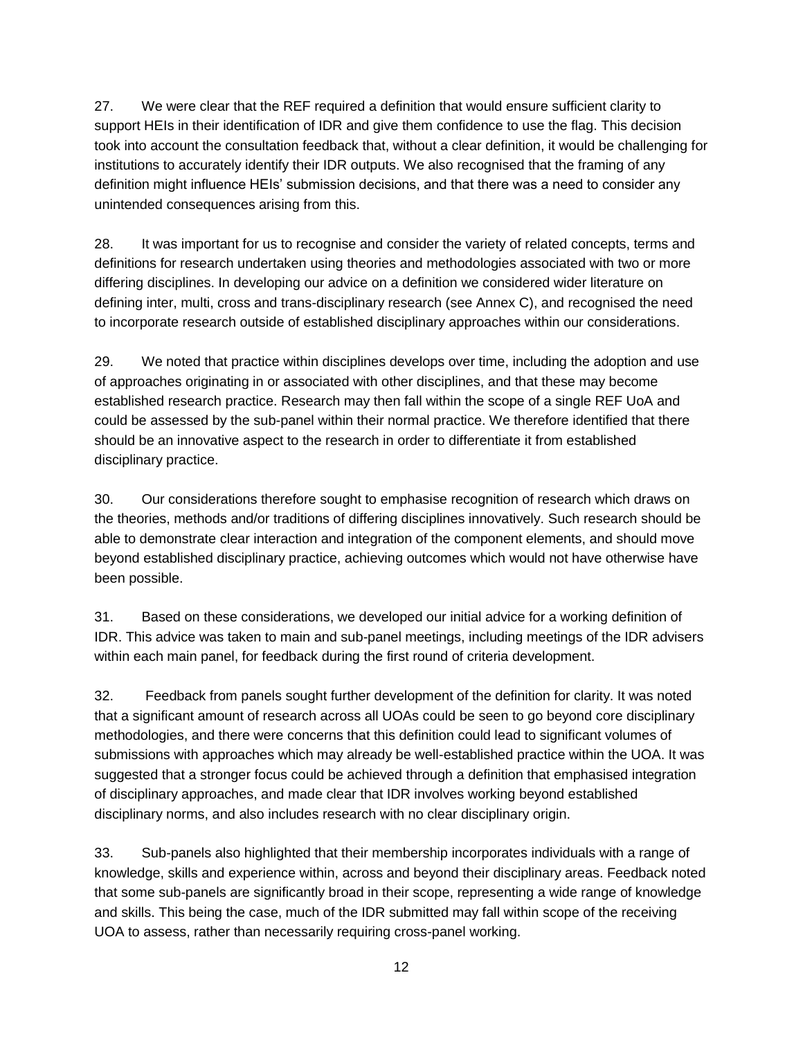27. We were clear that the REF required a definition that would ensure sufficient clarity to support HEIs in their identification of IDR and give them confidence to use the flag. This decision took into account the consultation feedback that, without a clear definition, it would be challenging for institutions to accurately identify their IDR outputs. We also recognised that the framing of any definition might influence HEIs' submission decisions, and that there was a need to consider any unintended consequences arising from this.

28. It was important for us to recognise and consider the variety of related concepts, terms and definitions for research undertaken using theories and methodologies associated with two or more differing disciplines. In developing our advice on a definition we considered wider literature on defining inter, multi, cross and trans-disciplinary research (see Annex C), and recognised the need to incorporate research outside of established disciplinary approaches within our considerations.

29. We noted that practice within disciplines develops over time, including the adoption and use of approaches originating in or associated with other disciplines, and that these may become established research practice. Research may then fall within the scope of a single REF UoA and could be assessed by the sub-panel within their normal practice. We therefore identified that there should be an innovative aspect to the research in order to differentiate it from established disciplinary practice.

30. Our considerations therefore sought to emphasise recognition of research which draws on the theories, methods and/or traditions of differing disciplines innovatively. Such research should be able to demonstrate clear interaction and integration of the component elements, and should move beyond established disciplinary practice, achieving outcomes which would not have otherwise have been possible.

31. Based on these considerations, we developed our initial advice for a working definition of IDR. This advice was taken to main and sub-panel meetings, including meetings of the IDR advisers within each main panel, for feedback during the first round of criteria development.

32. Feedback from panels sought further development of the definition for clarity. It was noted that a significant amount of research across all UOAs could be seen to go beyond core disciplinary methodologies, and there were concerns that this definition could lead to significant volumes of submissions with approaches which may already be well-established practice within the UOA. It was suggested that a stronger focus could be achieved through a definition that emphasised integration of disciplinary approaches, and made clear that IDR involves working beyond established disciplinary norms, and also includes research with no clear disciplinary origin.

33. Sub-panels also highlighted that their membership incorporates individuals with a range of knowledge, skills and experience within, across and beyond their disciplinary areas. Feedback noted that some sub-panels are significantly broad in their scope, representing a wide range of knowledge and skills. This being the case, much of the IDR submitted may fall within scope of the receiving UOA to assess, rather than necessarily requiring cross-panel working.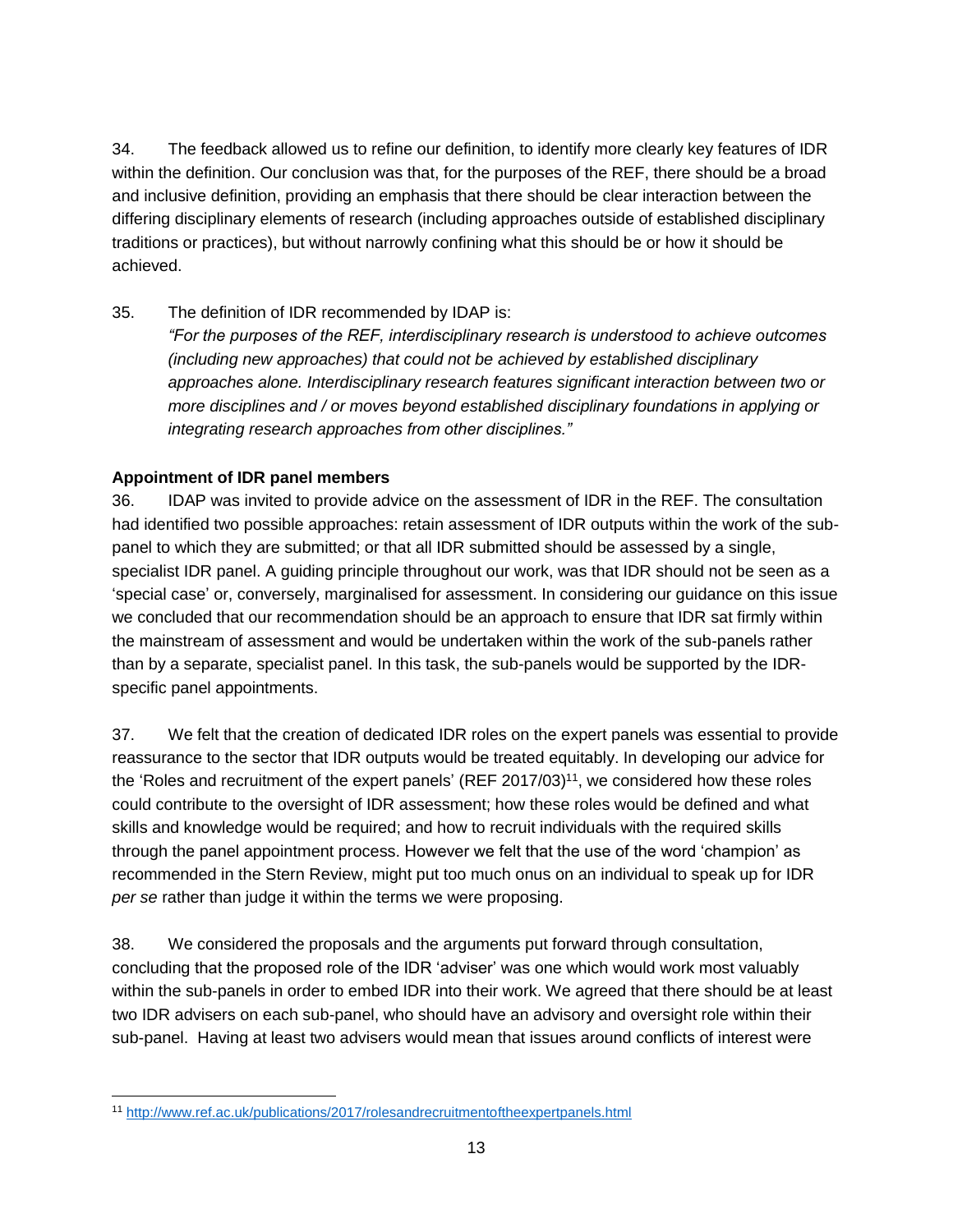34. The feedback allowed us to refine our definition, to identify more clearly key features of IDR within the definition. Our conclusion was that, for the purposes of the REF, there should be a broad and inclusive definition, providing an emphasis that there should be clear interaction between the differing disciplinary elements of research (including approaches outside of established disciplinary traditions or practices), but without narrowly confining what this should be or how it should be achieved.

35. The definition of IDR recommended by IDAP is:

*"For the purposes of the REF, interdisciplinary research is understood to achieve outcomes (including new approaches) that could not be achieved by established disciplinary approaches alone. Interdisciplinary research features significant interaction between two or more disciplines and / or moves beyond established disciplinary foundations in applying or integrating research approaches from other disciplines."*

**Appointment of IDR panel members**

36. IDAP was invited to provide advice on the assessment of IDR in the REF. The consultation had identified two possible approaches: retain assessment of IDR outputs within the work of the sub-panel to which they are submitted; or that all IDR submitted should be assessed by a single, specialist IDR panel. A guiding principle throughout our work, was that IDR should not be seen as a 'special case' or, conversely, marginalised for assessment. In considering our guidance on this issue we concluded that our recommendation should be an approach to ensure that IDR sat firmly within the mainstream of assessment and would be undertaken within the work of the sub-panels rather than by a separate, specialist panel. In this task, the sub-panels would be supported by the IDR-specific panel appointments.

37. We felt that the creation of dedicated IDR roles on the expert panels was essential to provide reassurance to the sector that IDR outputs would be treated equitably. In developing our advice for the 'Roles and recruitment of the expert panels' (REF 2017/03)[11], we considered how these roles could contribute to the oversight of IDR assessment; how these roles would be defined and what skills and knowledge would be required; and how to recruit individuals with the required skills through the panel appointment process. However we felt that the use of the word 'champion' as recommended in the Stern Review, might put too much onus on an individual to speak up for IDR *per se* rather than judge it within the terms we were proposing.

38. We considered the proposals and the arguments put forward through consultation, concluding that the proposed role of the IDR 'adviser' was one which would work most valuably within the sub-panels in order to embed IDR into their work. We agreed that there should be at least two IDR advisers on each sub-panel, who should have an advisory and oversight role within their sub-panel. Having at least two advisers would mean that issues around conflicts of interest were

---

[11] http://www.ref.ac.uk/publications/2017/rolesandrecruitmentoftheexpertpanels.html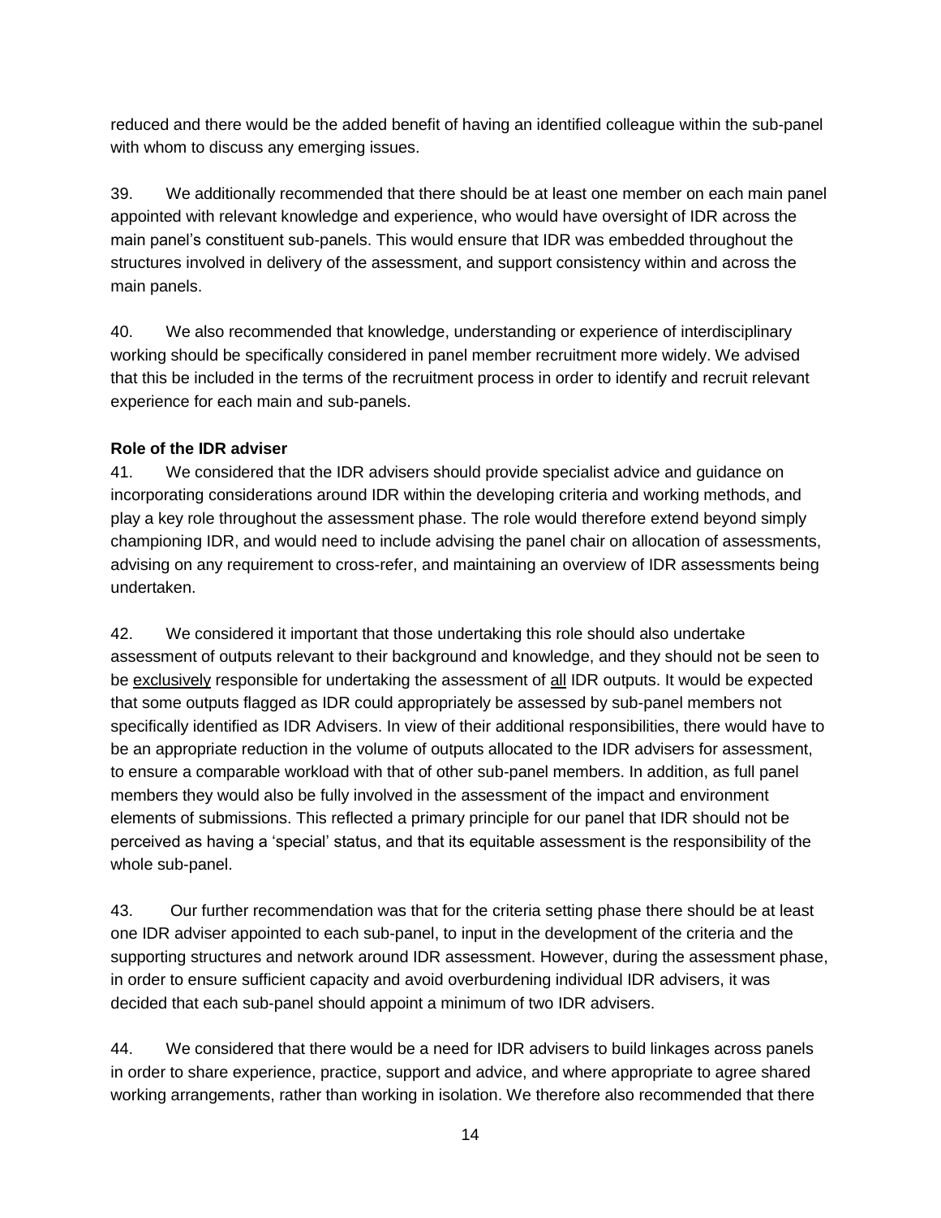reduced and there would be the added benefit of having an identified colleague within the sub-panel with whom to discuss any emerging issues.

39. We additionally recommended that there should be at least one member on each main panel appointed with relevant knowledge and experience, who would have oversight of IDR across the main panel's constituent sub-panels. This would ensure that IDR was embedded throughout the structures involved in delivery of the assessment, and support consistency within and across the main panels.

40. We also recommended that knowledge, understanding or experience of interdisciplinary working should be specifically considered in panel member recruitment more widely. We advised that this be included in the terms of the recruitment process in order to identify and recruit relevant experience for each main and sub-panels.

**Role of the IDR adviser**

41. We considered that the IDR advisers should provide specialist advice and guidance on incorporating considerations around IDR within the developing criteria and working methods, and play a key role throughout the assessment phase. The role would therefore extend beyond simply championing IDR, and would need to include advising the panel chair on allocation of assessments, advising on any requirement to cross-refer, and maintaining an overview of IDR assessments being undertaken.

42. We considered it important that those undertaking this role should also undertake assessment of outputs relevant to their background and knowledge, and they should not be seen to be <u>exclusively</u> responsible for undertaking the assessment of <u>all</u> IDR outputs. It would be expected that some outputs flagged as IDR could appropriately be assessed by sub-panel members not specifically identified as IDR Advisers. In view of their additional responsibilities, there would have to be an appropriate reduction in the volume of outputs allocated to the IDR advisers for assessment, to ensure a comparable workload with that of other sub-panel members. In addition, as full panel members they would also be fully involved in the assessment of the impact and environment elements of submissions. This reflected a primary principle for our panel that IDR should not be perceived as having a 'special' status, and that its equitable assessment is the responsibility of the whole sub-panel.

43. Our further recommendation was that for the criteria setting phase there should be at least one IDR adviser appointed to each sub-panel, to input in the development of the criteria and the supporting structures and network around IDR assessment. However, during the assessment phase, in order to ensure sufficient capacity and avoid overburdening individual IDR advisers, it was decided that each sub-panel should appoint a minimum of two IDR advisers.

44. We considered that there would be a need for IDR advisers to build linkages across panels in order to share experience, practice, support and advice, and where appropriate to agree shared working arrangements, rather than working in isolation. We therefore also recommended that there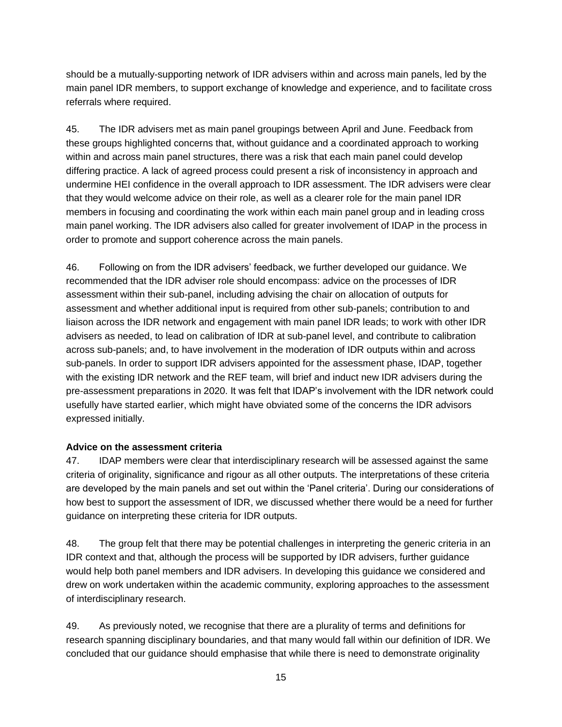should be a mutually-supporting network of IDR advisers within and across main panels, led by the main panel IDR members, to support exchange of knowledge and experience, and to facilitate cross referrals where required.

45. The IDR advisers met as main panel groupings between April and June. Feedback from these groups highlighted concerns that, without guidance and a coordinated approach to working within and across main panel structures, there was a risk that each main panel could develop differing practice. A lack of agreed process could present a risk of inconsistency in approach and undermine HEI confidence in the overall approach to IDR assessment. The IDR advisers were clear that they would welcome advice on their role, as well as a clearer role for the main panel IDR members in focusing and coordinating the work within each main panel group and in leading cross main panel working. The IDR advisers also called for greater involvement of IDAP in the process in order to promote and support coherence across the main panels.

46. Following on from the IDR advisers' feedback, we further developed our guidance. We recommended that the IDR adviser role should encompass: advice on the processes of IDR assessment within their sub-panel, including advising the chair on allocation of outputs for assessment and whether additional input is required from other sub-panels; contribution to and liaison across the IDR network and engagement with main panel IDR leads; to work with other IDR advisers as needed, to lead on calibration of IDR at sub-panel level, and contribute to calibration across sub-panels; and, to have involvement in the moderation of IDR outputs within and across sub-panels. In order to support IDR advisers appointed for the assessment phase, IDAP, together with the existing IDR network and the REF team, will brief and induct new IDR advisers during the pre-assessment preparations in 2020. It was felt that IDAP's involvement with the IDR network could usefully have started earlier, which might have obviated some of the concerns the IDR advisors expressed initially.

**Advice on the assessment criteria**

47. IDAP members were clear that interdisciplinary research will be assessed against the same criteria of originality, significance and rigour as all other outputs. The interpretations of these criteria are developed by the main panels and set out within the 'Panel criteria'. During our considerations of how best to support the assessment of IDR, we discussed whether there would be a need for further guidance on interpreting these criteria for IDR outputs.

48. The group felt that there may be potential challenges in interpreting the generic criteria in an IDR context and that, although the process will be supported by IDR advisers, further guidance would help both panel members and IDR advisers. In developing this guidance we considered and drew on work undertaken within the academic community, exploring approaches to the assessment of interdisciplinary research.

49. As previously noted, we recognise that there are a plurality of terms and definitions for research spanning disciplinary boundaries, and that many would fall within our definition of IDR. We concluded that our guidance should emphasise that while there is need to demonstrate originality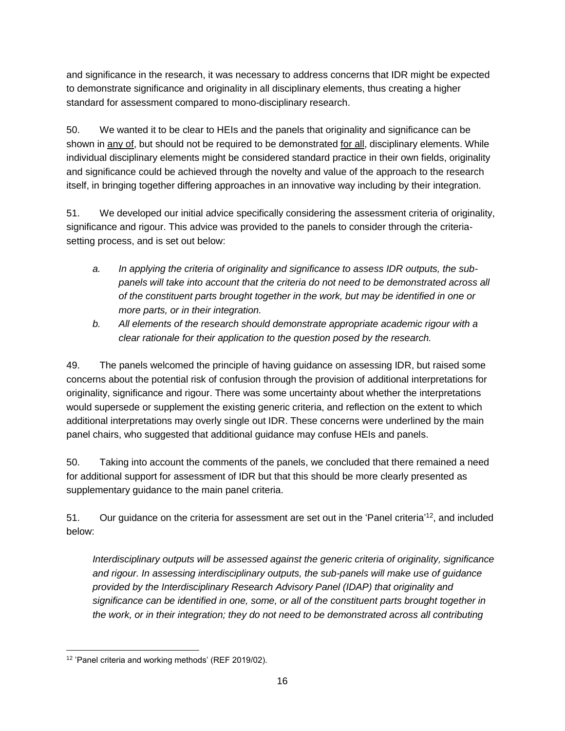and significance in the research, it was necessary to address concerns that IDR might be expected to demonstrate significance and originality in all disciplinary elements, thus creating a higher standard for assessment compared to mono-disciplinary research.

50. We wanted it to be clear to HEIs and the panels that originality and significance can be shown in <u>any of</u>, but should not be required to be demonstrated <u>for all</u>, disciplinary elements. While individual disciplinary elements might be considered standard practice in their own fields, originality and significance could be achieved through the novelty and value of the approach to the research itself, in bringing together differing approaches in an innovative way including by their integration.

51. We developed our initial advice specifically considering the assessment criteria of originality, significance and rigour. This advice was provided to the panels to consider through the criteria-setting process, and is set out below:

- *a. In applying the criteria of originality and significance to assess IDR outputs, the sub-panels will take into account that the criteria do not need to be demonstrated across all of the constituent parts brought together in the work, but may be identified in one or more parts, or in their integration.*
- *b. All elements of the research should demonstrate appropriate academic rigour with a clear rationale for their application to the question posed by the research.*

49. The panels welcomed the principle of having guidance on assessing IDR, but raised some concerns about the potential risk of confusion through the provision of additional interpretations for originality, significance and rigour. There was some uncertainty about whether the interpretations would supersede or supplement the existing generic criteria, and reflection on the extent to which additional interpretations may overly single out IDR. These concerns were underlined by the main panel chairs, who suggested that additional guidance may confuse HEIs and panels.

50. Taking into account the comments of the panels, we concluded that there remained a need for additional support for assessment of IDR but that this should be more clearly presented as supplementary guidance to the main panel criteria.

51. Our guidance on the criteria for assessment are set out in the 'Panel criteria'[12], and included below:

*Interdisciplinary outputs will be assessed against the generic criteria of originality, significance and rigour. In assessing interdisciplinary outputs, the sub-panels will make use of guidance provided by the Interdisciplinary Research Advisory Panel (IDAP) that originality and significance can be identified in one, some, or all of the constituent parts brought together in the work, or in their integration; they do not need to be demonstrated across all contributing*

[12] 'Panel criteria and working methods' (REF 2019/02).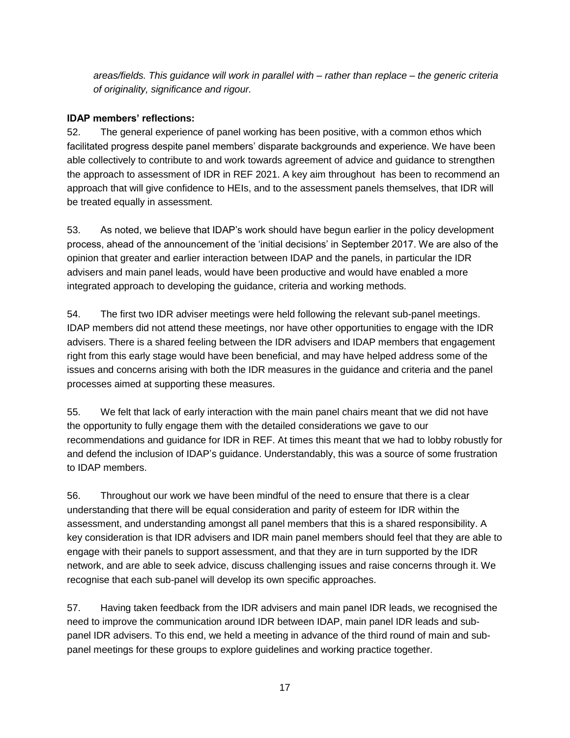*areas/fields. This guidance will work in parallel with – rather than replace – the generic criteria of originality, significance and rigour.*

**IDAP members' reflections:**

52. The general experience of panel working has been positive, with a common ethos which facilitated progress despite panel members' disparate backgrounds and experience. We have been able collectively to contribute to and work towards agreement of advice and guidance to strengthen the approach to assessment of IDR in REF 2021. A key aim throughout has been to recommend an approach that will give confidence to HEIs, and to the assessment panels themselves, that IDR will be treated equally in assessment.

53. As noted, we believe that IDAP's work should have begun earlier in the policy development process, ahead of the announcement of the 'initial decisions' in September 2017. We are also of the opinion that greater and earlier interaction between IDAP and the panels, in particular the IDR advisers and main panel leads, would have been productive and would have enabled a more integrated approach to developing the guidance, criteria and working methods.

54. The first two IDR adviser meetings were held following the relevant sub-panel meetings. IDAP members did not attend these meetings, nor have other opportunities to engage with the IDR advisers. There is a shared feeling between the IDR advisers and IDAP members that engagement right from this early stage would have been beneficial, and may have helped address some of the issues and concerns arising with both the IDR measures in the guidance and criteria and the panel processes aimed at supporting these measures.

55. We felt that lack of early interaction with the main panel chairs meant that we did not have the opportunity to fully engage them with the detailed considerations we gave to our recommendations and guidance for IDR in REF. At times this meant that we had to lobby robustly for and defend the inclusion of IDAP's guidance. Understandably, this was a source of some frustration to IDAP members.

56. Throughout our work we have been mindful of the need to ensure that there is a clear understanding that there will be equal consideration and parity of esteem for IDR within the assessment, and understanding amongst all panel members that this is a shared responsibility. A key consideration is that IDR advisers and IDR main panel members should feel that they are able to engage with their panels to support assessment, and that they are in turn supported by the IDR network, and are able to seek advice, discuss challenging issues and raise concerns through it. We recognise that each sub-panel will develop its own specific approaches.

57. Having taken feedback from the IDR advisers and main panel IDR leads, we recognised the need to improve the communication around IDR between IDAP, main panel IDR leads and sub-panel IDR advisers. To this end, we held a meeting in advance of the third round of main and sub-panel meetings for these groups to explore guidelines and working practice together.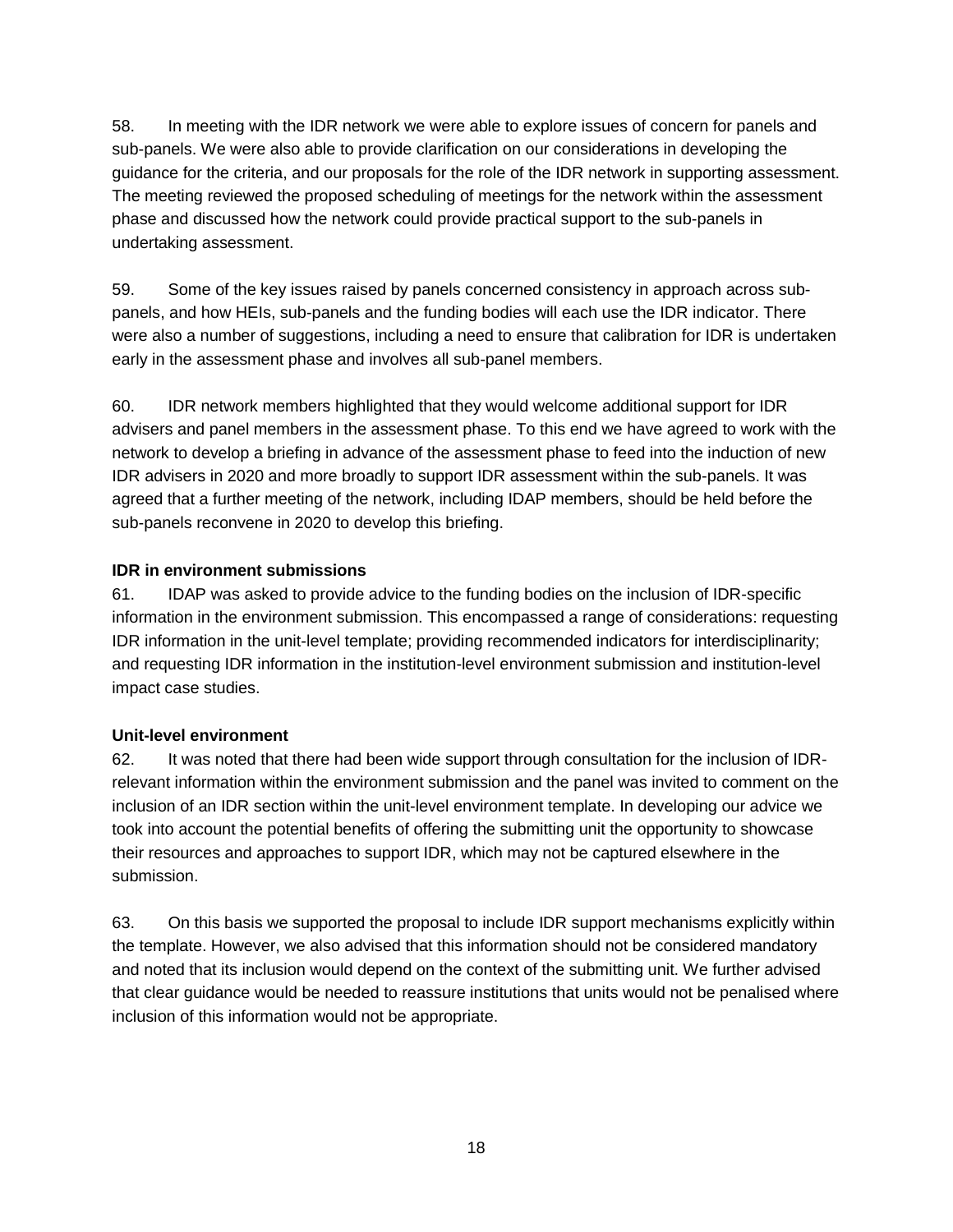58. In meeting with the IDR network we were able to explore issues of concern for panels and sub-panels. We were also able to provide clarification on our considerations in developing the guidance for the criteria, and our proposals for the role of the IDR network in supporting assessment. The meeting reviewed the proposed scheduling of meetings for the network within the assessment phase and discussed how the network could provide practical support to the sub-panels in undertaking assessment.

59. Some of the key issues raised by panels concerned consistency in approach across sub-panels, and how HEIs, sub-panels and the funding bodies will each use the IDR indicator. There were also a number of suggestions, including a need to ensure that calibration for IDR is undertaken early in the assessment phase and involves all sub-panel members.

60. IDR network members highlighted that they would welcome additional support for IDR advisers and panel members in the assessment phase. To this end we have agreed to work with the network to develop a briefing in advance of the assessment phase to feed into the induction of new IDR advisers in 2020 and more broadly to support IDR assessment within the sub-panels. It was agreed that a further meeting of the network, including IDAP members, should be held before the sub-panels reconvene in 2020 to develop this briefing.

**IDR in environment submissions**

61. IDAP was asked to provide advice to the funding bodies on the inclusion of IDR-specific information in the environment submission. This encompassed a range of considerations: requesting IDR information in the unit-level template; providing recommended indicators for interdisciplinarity; and requesting IDR information in the institution-level environment submission and institution-level impact case studies.

**Unit-level environment**

62. It was noted that there had been wide support through consultation for the inclusion of IDR-relevant information within the environment submission and the panel was invited to comment on the inclusion of an IDR section within the unit-level environment template. In developing our advice we took into account the potential benefits of offering the submitting unit the opportunity to showcase their resources and approaches to support IDR, which may not be captured elsewhere in the submission.

63. On this basis we supported the proposal to include IDR support mechanisms explicitly within the template. However, we also advised that this information should not be considered mandatory and noted that its inclusion would depend on the context of the submitting unit. We further advised that clear guidance would be needed to reassure institutions that units would not be penalised where inclusion of this information would not be appropriate.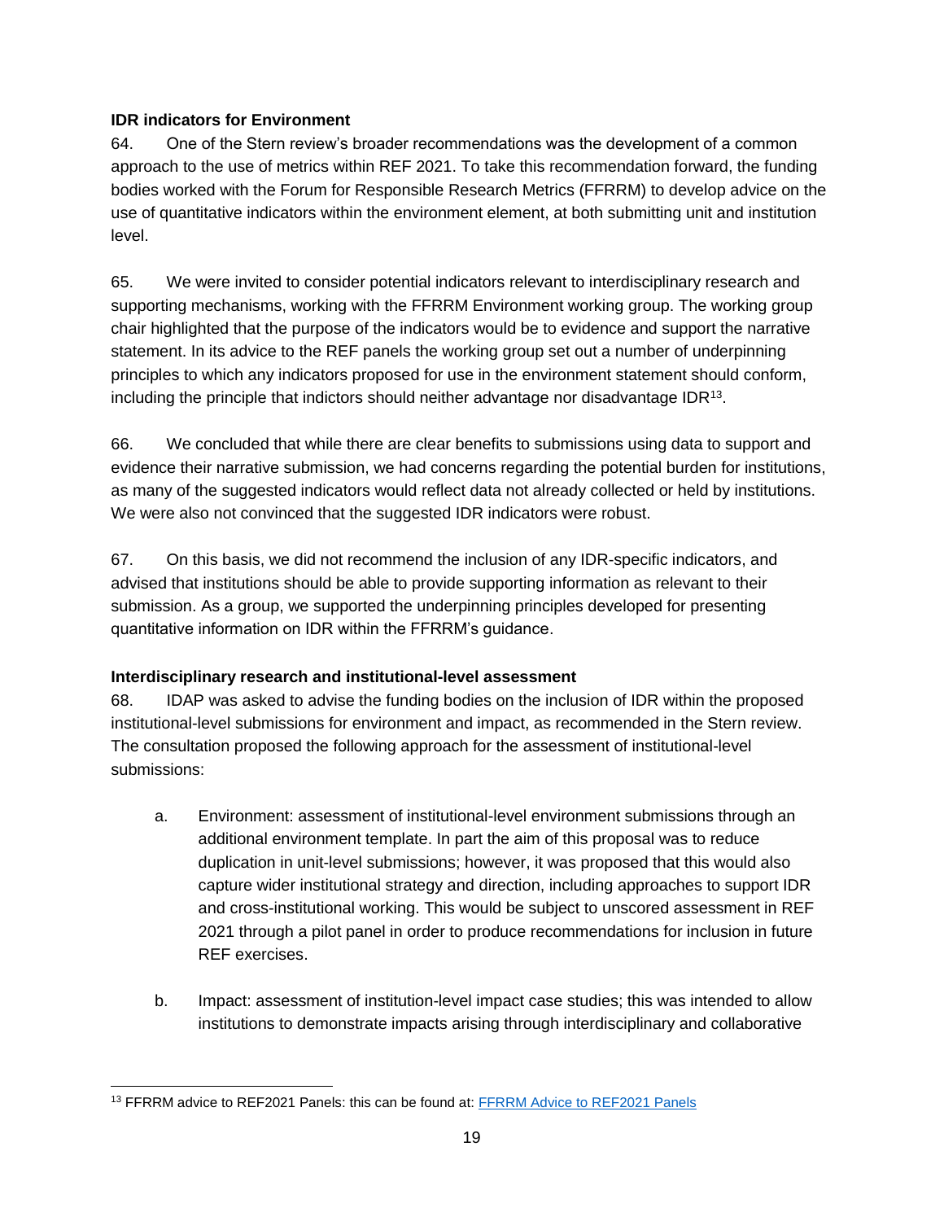**IDR indicators for Environment**

64. One of the Stern review's broader recommendations was the development of a common approach to the use of metrics within REF 2021. To take this recommendation forward, the funding bodies worked with the Forum for Responsible Research Metrics (FFRRM) to develop advice on the use of quantitative indicators within the environment element, at both submitting unit and institution level.

65. We were invited to consider potential indicators relevant to interdisciplinary research and supporting mechanisms, working with the FFRRM Environment working group. The working group chair highlighted that the purpose of the indicators would be to evidence and support the narrative statement. In its advice to the REF panels the working group set out a number of underpinning principles to which any indicators proposed for use in the environment statement should conform, including the principle that indictors should neither advantage nor disadvantage IDR[13].

66. We concluded that while there are clear benefits to submissions using data to support and evidence their narrative submission, we had concerns regarding the potential burden for institutions, as many of the suggested indicators would reflect data not already collected or held by institutions. We were also not convinced that the suggested IDR indicators were robust.

67. On this basis, we did not recommend the inclusion of any IDR-specific indicators, and advised that institutions should be able to provide supporting information as relevant to their submission. As a group, we supported the underpinning principles developed for presenting quantitative information on IDR within the FFRRM's guidance.

**Interdisciplinary research and institutional-level assessment**

68. IDAP was asked to advise the funding bodies on the inclusion of IDR within the proposed institutional-level submissions for environment and impact, as recommended in the Stern review. The consultation proposed the following approach for the assessment of institutional-level submissions:

a. Environment: assessment of institutional-level environment submissions through an additional environment template. In part the aim of this proposal was to reduce duplication in unit-level submissions; however, it was proposed that this would also capture wider institutional strategy and direction, including approaches to support IDR and cross-institutional working. This would be subject to unscored assessment in REF 2021 through a pilot panel in order to produce recommendations for inclusion in future REF exercises.

b. Impact: assessment of institution-level impact case studies; this was intended to allow institutions to demonstrate impacts arising through interdisciplinary and collaborative

[13] FFRRM advice to REF2021 Panels: this can be found at: [FFRRM Advice to REF2021 Panels]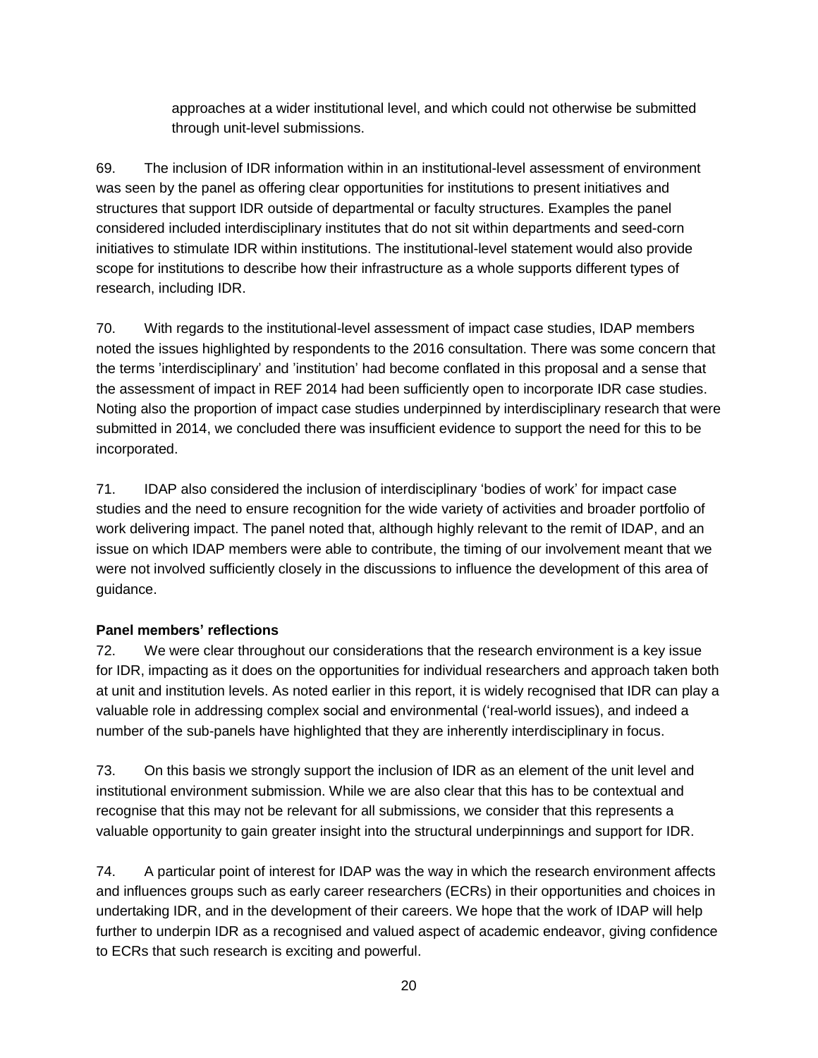approaches at a wider institutional level, and which could not otherwise be submitted through unit-level submissions.

69. The inclusion of IDR information within in an institutional-level assessment of environment was seen by the panel as offering clear opportunities for institutions to present initiatives and structures that support IDR outside of departmental or faculty structures. Examples the panel considered included interdisciplinary institutes that do not sit within departments and seed-corn initiatives to stimulate IDR within institutions. The institutional-level statement would also provide scope for institutions to describe how their infrastructure as a whole supports different types of research, including IDR.

70. With regards to the institutional-level assessment of impact case studies, IDAP members noted the issues highlighted by respondents to the 2016 consultation. There was some concern that the terms 'interdisciplinary' and 'institution' had become conflated in this proposal and a sense that the assessment of impact in REF 2014 had been sufficiently open to incorporate IDR case studies. Noting also the proportion of impact case studies underpinned by interdisciplinary research that were submitted in 2014, we concluded there was insufficient evidence to support the need for this to be incorporated.

71. IDAP also considered the inclusion of interdisciplinary 'bodies of work' for impact case studies and the need to ensure recognition for the wide variety of activities and broader portfolio of work delivering impact. The panel noted that, although highly relevant to the remit of IDAP, and an issue on which IDAP members were able to contribute, the timing of our involvement meant that we were not involved sufficiently closely in the discussions to influence the development of this area of guidance.

**Panel members' reflections**

72. We were clear throughout our considerations that the research environment is a key issue for IDR, impacting as it does on the opportunities for individual researchers and approach taken both at unit and institution levels. As noted earlier in this report, it is widely recognised that IDR can play a valuable role in addressing complex social and environmental ('real-world issues), and indeed a number of the sub-panels have highlighted that they are inherently interdisciplinary in focus.

73. On this basis we strongly support the inclusion of IDR as an element of the unit level and institutional environment submission. While we are also clear that this has to be contextual and recognise that this may not be relevant for all submissions, we consider that this represents a valuable opportunity to gain greater insight into the structural underpinnings and support for IDR.

74. A particular point of interest for IDAP was the way in which the research environment affects and influences groups such as early career researchers (ECRs) in their opportunities and choices in undertaking IDR, and in the development of their careers. We hope that the work of IDAP will help further to underpin IDR as a recognised and valued aspect of academic endeavor, giving confidence to ECRs that such research is exciting and powerful.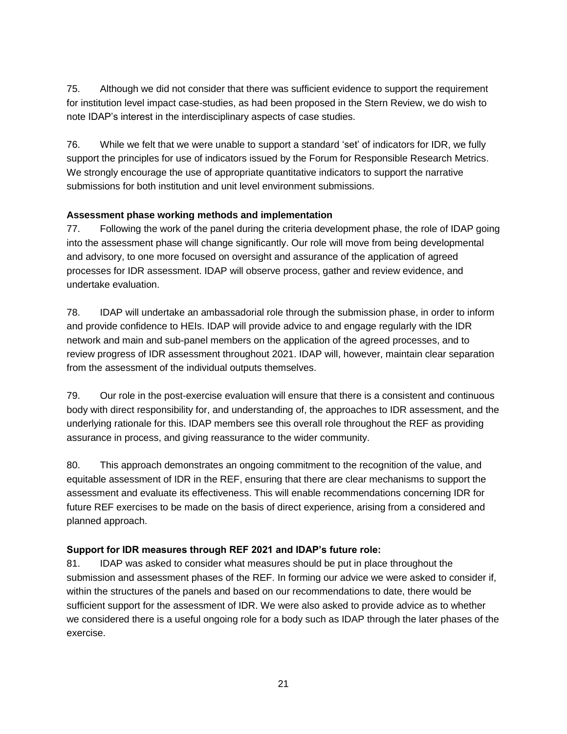75. Although we did not consider that there was sufficient evidence to support the requirement for institution level impact case-studies, as had been proposed in the Stern Review, we do wish to note IDAP's interest in the interdisciplinary aspects of case studies.

76. While we felt that we were unable to support a standard 'set' of indicators for IDR, we fully support the principles for use of indicators issued by the Forum for Responsible Research Metrics. We strongly encourage the use of appropriate quantitative indicators to support the narrative submissions for both institution and unit level environment submissions.

**Assessment phase working methods and implementation**

77. Following the work of the panel during the criteria development phase, the role of IDAP going into the assessment phase will change significantly. Our role will move from being developmental and advisory, to one more focused on oversight and assurance of the application of agreed processes for IDR assessment. IDAP will observe process, gather and review evidence, and undertake evaluation.

78. IDAP will undertake an ambassadorial role through the submission phase, in order to inform and provide confidence to HEIs. IDAP will provide advice to and engage regularly with the IDR network and main and sub-panel members on the application of the agreed processes, and to review progress of IDR assessment throughout 2021. IDAP will, however, maintain clear separation from the assessment of the individual outputs themselves.

79. Our role in the post-exercise evaluation will ensure that there is a consistent and continuous body with direct responsibility for, and understanding of, the approaches to IDR assessment, and the underlying rationale for this. IDAP members see this overall role throughout the REF as providing assurance in process, and giving reassurance to the wider community.

80. This approach demonstrates an ongoing commitment to the recognition of the value, and equitable assessment of IDR in the REF, ensuring that there are clear mechanisms to support the assessment and evaluate its effectiveness. This will enable recommendations concerning IDR for future REF exercises to be made on the basis of direct experience, arising from a considered and planned approach.

**Support for IDR measures through REF 2021 and IDAP's future role:**

81. IDAP was asked to consider what measures should be put in place throughout the submission and assessment phases of the REF. In forming our advice we were asked to consider if, within the structures of the panels and based on our recommendations to date, there would be sufficient support for the assessment of IDR. We were also asked to provide advice as to whether we considered there is a useful ongoing role for a body such as IDAP through the later phases of the exercise.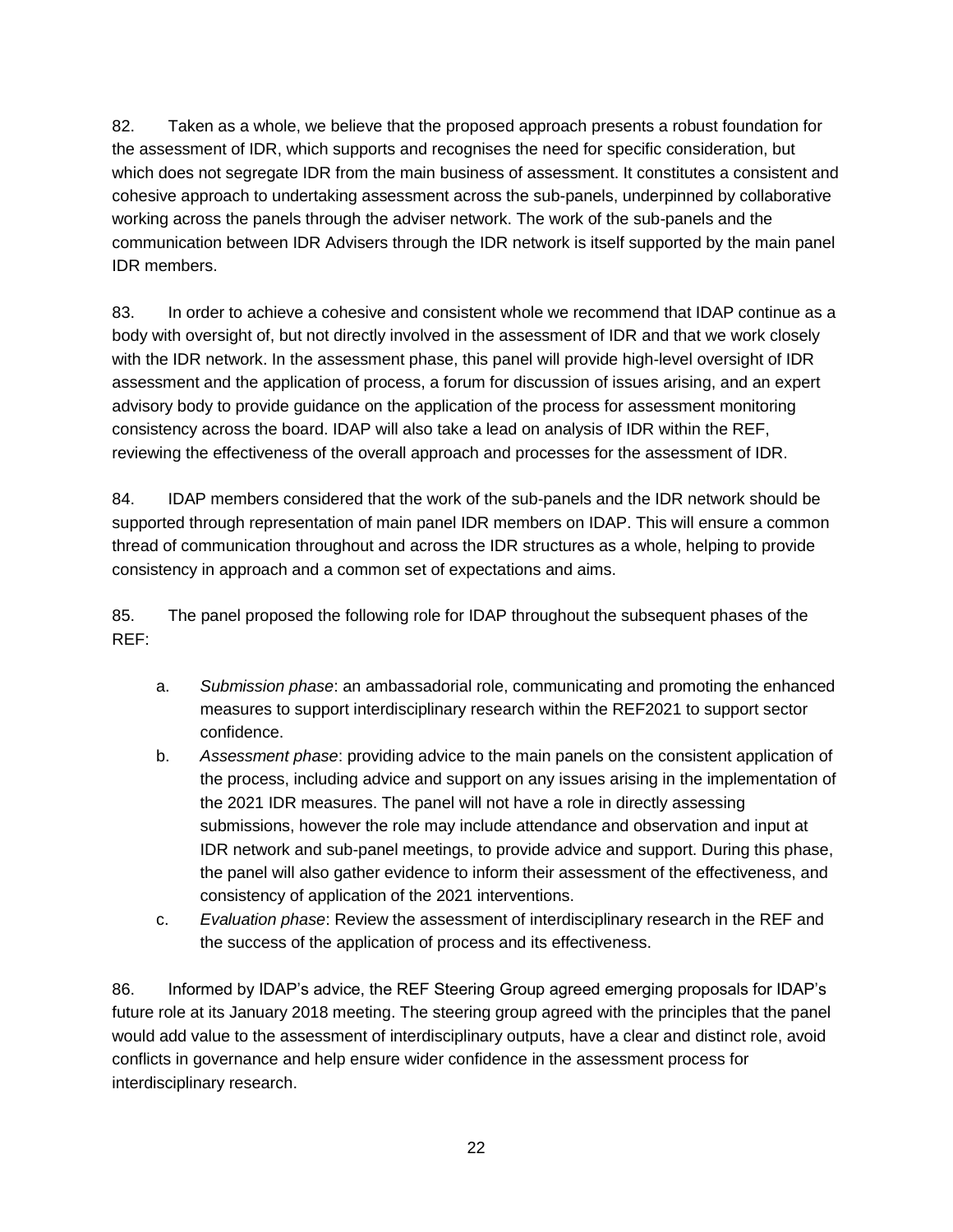82. Taken as a whole, we believe that the proposed approach presents a robust foundation for the assessment of IDR, which supports and recognises the need for specific consideration, but which does not segregate IDR from the main business of assessment. It constitutes a consistent and cohesive approach to undertaking assessment across the sub-panels, underpinned by collaborative working across the panels through the adviser network. The work of the sub-panels and the communication between IDR Advisers through the IDR network is itself supported by the main panel IDR members.

83. In order to achieve a cohesive and consistent whole we recommend that IDAP continue as a body with oversight of, but not directly involved in the assessment of IDR and that we work closely with the IDR network. In the assessment phase, this panel will provide high-level oversight of IDR assessment and the application of process, a forum for discussion of issues arising, and an expert advisory body to provide guidance on the application of the process for assessment monitoring consistency across the board. IDAP will also take a lead on analysis of IDR within the REF, reviewing the effectiveness of the overall approach and processes for the assessment of IDR.

84. IDAP members considered that the work of the sub-panels and the IDR network should be supported through representation of main panel IDR members on IDAP. This will ensure a common thread of communication throughout and across the IDR structures as a whole, helping to provide consistency in approach and a common set of expectations and aims.

85. The panel proposed the following role for IDAP throughout the subsequent phases of the REF:

a. *Submission phase*: an ambassadorial role, communicating and promoting the enhanced measures to support interdisciplinary research within the REF2021 to support sector confidence.

b. *Assessment phase*: providing advice to the main panels on the consistent application of the process, including advice and support on any issues arising in the implementation of the 2021 IDR measures. The panel will not have a role in directly assessing submissions, however the role may include attendance and observation and input at IDR network and sub-panel meetings, to provide advice and support. During this phase, the panel will also gather evidence to inform their assessment of the effectiveness, and consistency of application of the 2021 interventions.

c. *Evaluation phase*: Review the assessment of interdisciplinary research in the REF and the success of the application of process and its effectiveness.

86. Informed by IDAP's advice, the REF Steering Group agreed emerging proposals for IDAP's future role at its January 2018 meeting. The steering group agreed with the principles that the panel would add value to the assessment of interdisciplinary outputs, have a clear and distinct role, avoid conflicts in governance and help ensure wider confidence in the assessment process for interdisciplinary research.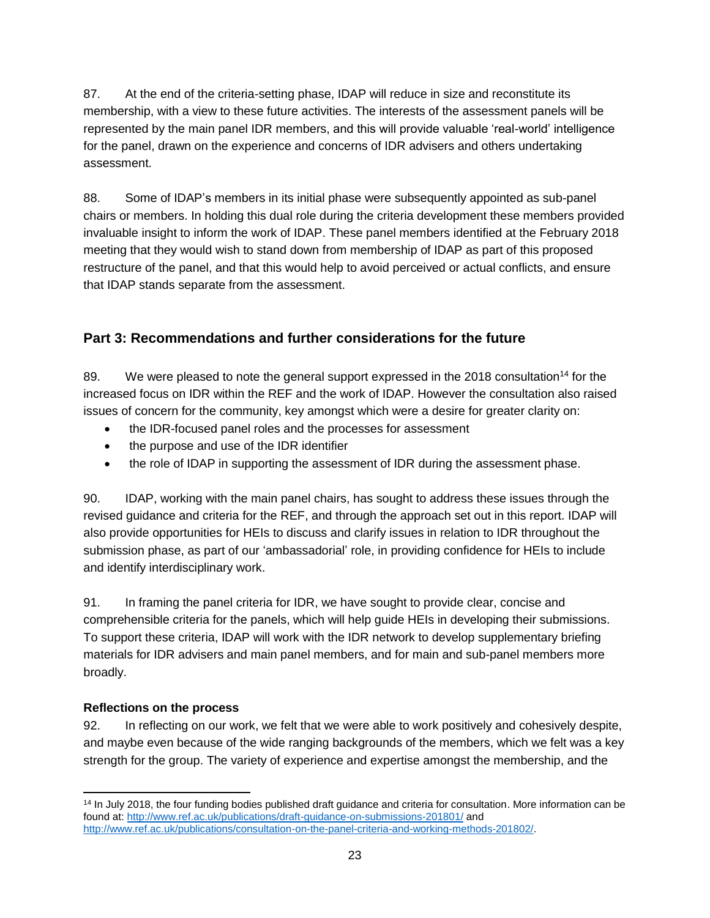87. At the end of the criteria-setting phase, IDAP will reduce in size and reconstitute its membership, with a view to these future activities. The interests of the assessment panels will be represented by the main panel IDR members, and this will provide valuable 'real-world' intelligence for the panel, drawn on the experience and concerns of IDR advisers and others undertaking assessment.

88. Some of IDAP's members in its initial phase were subsequently appointed as sub-panel chairs or members. In holding this dual role during the criteria development these members provided invaluable insight to inform the work of IDAP. These panel members identified at the February 2018 meeting that they would wish to stand down from membership of IDAP as part of this proposed restructure of the panel, and that this would help to avoid perceived or actual conflicts, and ensure that IDAP stands separate from the assessment.

## Part 3: Recommendations and further considerations for the future

89. We were pleased to note the general support expressed in the 2018 consultation[14] for the increased focus on IDR within the REF and the work of IDAP. However the consultation also raised issues of concern for the community, key amongst which were a desire for greater clarity on:

- the IDR-focused panel roles and the processes for assessment
- the purpose and use of the IDR identifier
- the role of IDAP in supporting the assessment of IDR during the assessment phase.

90. IDAP, working with the main panel chairs, has sought to address these issues through the revised guidance and criteria for the REF, and through the approach set out in this report. IDAP will also provide opportunities for HEIs to discuss and clarify issues in relation to IDR throughout the submission phase, as part of our 'ambassadorial' role, in providing confidence for HEIs to include and identify interdisciplinary work.

91. In framing the panel criteria for IDR, we have sought to provide clear, concise and comprehensible criteria for the panels, which will help guide HEIs in developing their submissions. To support these criteria, IDAP will work with the IDR network to develop supplementary briefing materials for IDR advisers and main panel members, and for main and sub-panel members more broadly.

### Reflections on the process

92. In reflecting on our work, we felt that we were able to work positively and cohesively despite, and maybe even because of the wide ranging backgrounds of the members, which we felt was a key strength for the group. The variety of experience and expertise amongst the membership, and the

[14] In July 2018, the four funding bodies published draft guidance and criteria for consultation. More information can be found at: http://www.ref.ac.uk/publications/draft-guidance-on-submissions-201801/ and http://www.ref.ac.uk/publications/consultation-on-the-panel-criteria-and-working-methods-201802/.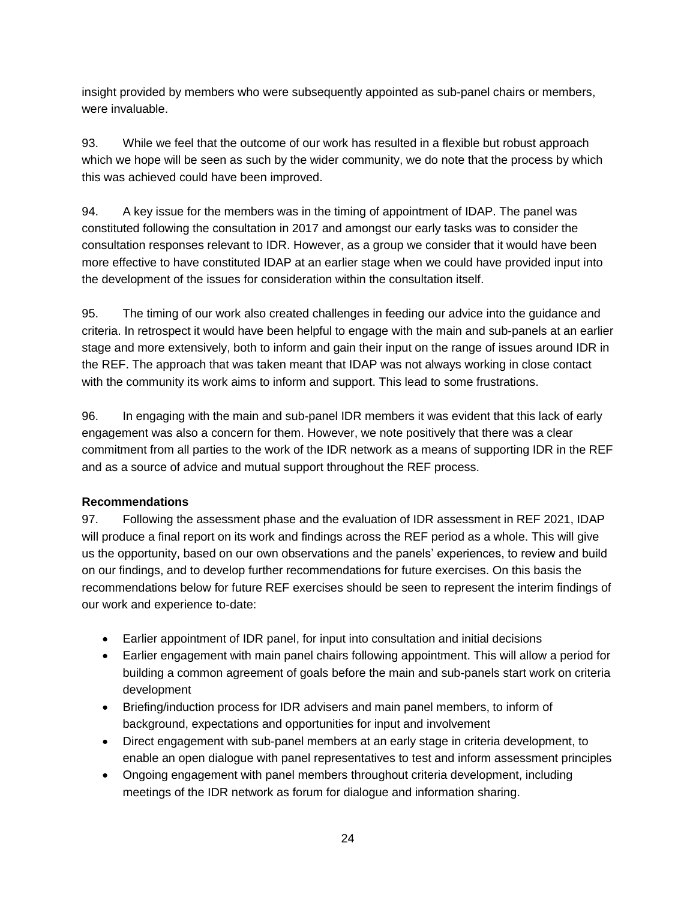insight provided by members who were subsequently appointed as sub-panel chairs or members, were invaluable.

93. While we feel that the outcome of our work has resulted in a flexible but robust approach which we hope will be seen as such by the wider community, we do note that the process by which this was achieved could have been improved.

94. A key issue for the members was in the timing of appointment of IDAP. The panel was constituted following the consultation in 2017 and amongst our early tasks was to consider the consultation responses relevant to IDR. However, as a group we consider that it would have been more effective to have constituted IDAP at an earlier stage when we could have provided input into the development of the issues for consideration within the consultation itself.

95. The timing of our work also created challenges in feeding our advice into the guidance and criteria. In retrospect it would have been helpful to engage with the main and sub-panels at an earlier stage and more extensively, both to inform and gain their input on the range of issues around IDR in the REF. The approach that was taken meant that IDAP was not always working in close contact with the community its work aims to inform and support. This lead to some frustrations.

96. In engaging with the main and sub-panel IDR members it was evident that this lack of early engagement was also a concern for them. However, we note positively that there was a clear commitment from all parties to the work of the IDR network as a means of supporting IDR in the REF and as a source of advice and mutual support throughout the REF process.

**Recommendations**

97. Following the assessment phase and the evaluation of IDR assessment in REF 2021, IDAP will produce a final report on its work and findings across the REF period as a whole. This will give us the opportunity, based on our own observations and the panels' experiences, to review and build on our findings, and to develop further recommendations for future exercises. On this basis the recommendations below for future REF exercises should be seen to represent the interim findings of our work and experience to-date:

- Earlier appointment of IDR panel, for input into consultation and initial decisions
- Earlier engagement with main panel chairs following appointment. This will allow a period for building a common agreement of goals before the main and sub-panels start work on criteria development
- Briefing/induction process for IDR advisers and main panel members, to inform of background, expectations and opportunities for input and involvement
- Direct engagement with sub-panel members at an early stage in criteria development, to enable an open dialogue with panel representatives to test and inform assessment principles
- Ongoing engagement with panel members throughout criteria development, including meetings of the IDR network as forum for dialogue and information sharing.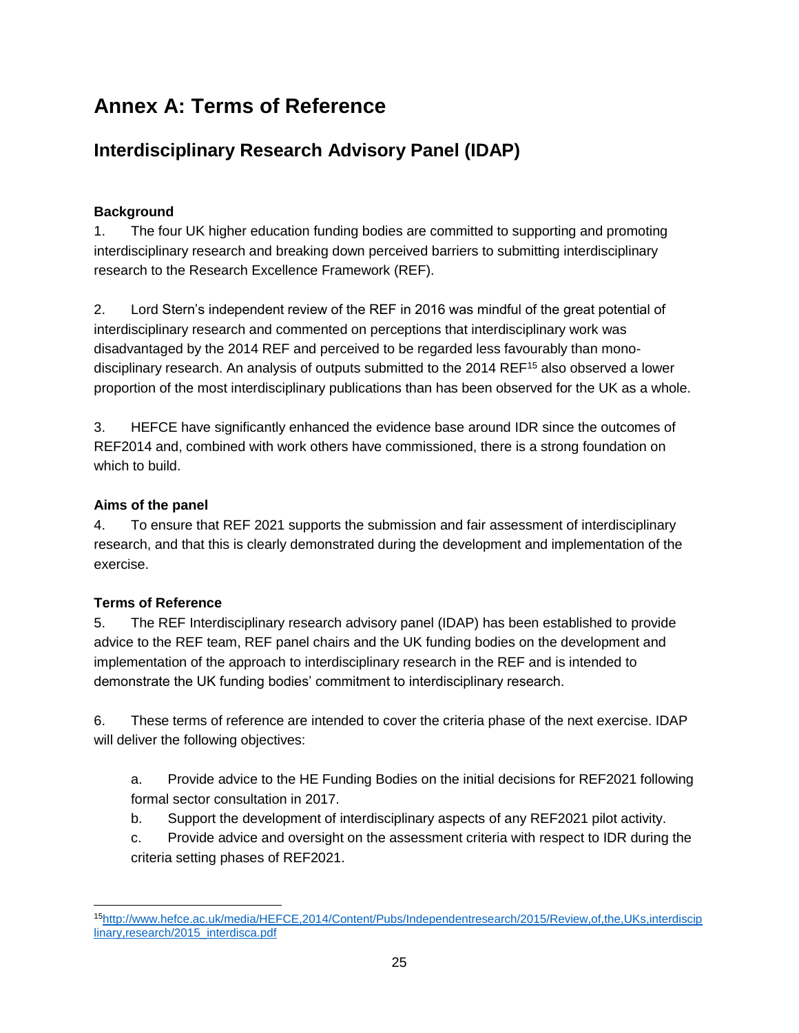# Annex A: Terms of Reference

## Interdisciplinary Research Advisory Panel (IDAP)

**Background**

1. The four UK higher education funding bodies are committed to supporting and promoting interdisciplinary research and breaking down perceived barriers to submitting interdisciplinary research to the Research Excellence Framework (REF).

2. Lord Stern's independent review of the REF in 2016 was mindful of the great potential of interdisciplinary research and commented on perceptions that interdisciplinary work was disadvantaged by the 2014 REF and perceived to be regarded less favourably than mono-disciplinary research. An analysis of outputs submitted to the 2014 REF[15] also observed a lower proportion of the most interdisciplinary publications than has been observed for the UK as a whole.

3. HEFCE have significantly enhanced the evidence base around IDR since the outcomes of REF2014 and, combined with work others have commissioned, there is a strong foundation on which to build.

**Aims of the panel**

4. To ensure that REF 2021 supports the submission and fair assessment of interdisciplinary research, and that this is clearly demonstrated during the development and implementation of the exercise.

**Terms of Reference**

5. The REF Interdisciplinary research advisory panel (IDAP) has been established to provide advice to the REF team, REF panel chairs and the UK funding bodies on the development and implementation of the approach to interdisciplinary research in the REF and is intended to demonstrate the UK funding bodies' commitment to interdisciplinary research.

6. These terms of reference are intended to cover the criteria phase of the next exercise. IDAP will deliver the following objectives:

   a. Provide advice to the HE Funding Bodies on the initial decisions for REF2021 following formal sector consultation in 2017.

   b. Support the development of interdisciplinary aspects of any REF2021 pilot activity.

   c. Provide advice and oversight on the assessment criteria with respect to IDR during the criteria setting phases of REF2021.

---

[15] http://www.hefce.ac.uk/media/HEFCE,2014/Content/Pubs/Independentresearch/2015/Review,of,the,UKs,interdisciplinary,research/2015_interdisca.pdf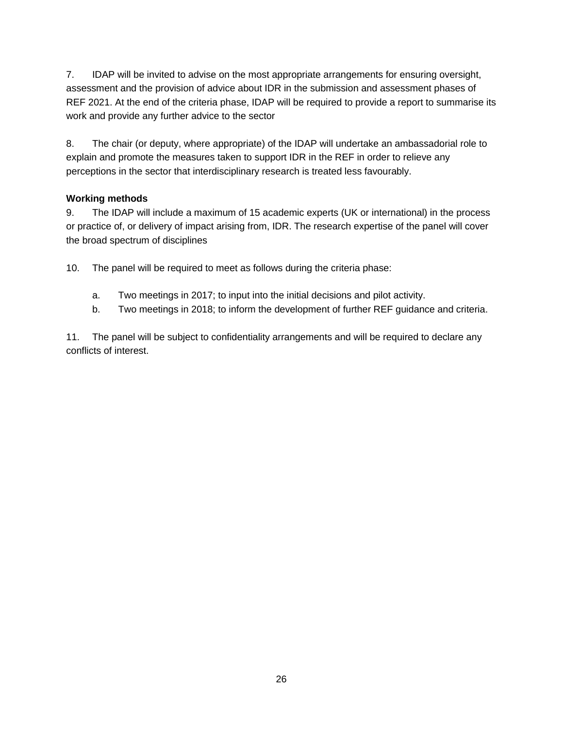7. IDAP will be invited to advise on the most appropriate arrangements for ensuring oversight, assessment and the provision of advice about IDR in the submission and assessment phases of REF 2021. At the end of the criteria phase, IDAP will be required to provide a report to summarise its work and provide any further advice to the sector

8. The chair (or deputy, where appropriate) of the IDAP will undertake an ambassadorial role to explain and promote the measures taken to support IDR in the REF in order to relieve any perceptions in the sector that interdisciplinary research is treated less favourably.

**Working methods**

9. The IDAP will include a maximum of 15 academic experts (UK or international) in the process or practice of, or delivery of impact arising from, IDR. The research expertise of the panel will cover the broad spectrum of disciplines

10. The panel will be required to meet as follows during the criteria phase:

   a. Two meetings in 2017; to input into the initial decisions and pilot activity.

   b. Two meetings in 2018; to inform the development of further REF guidance and criteria.

11. The panel will be subject to confidentiality arrangements and will be required to declare any conflicts of interest.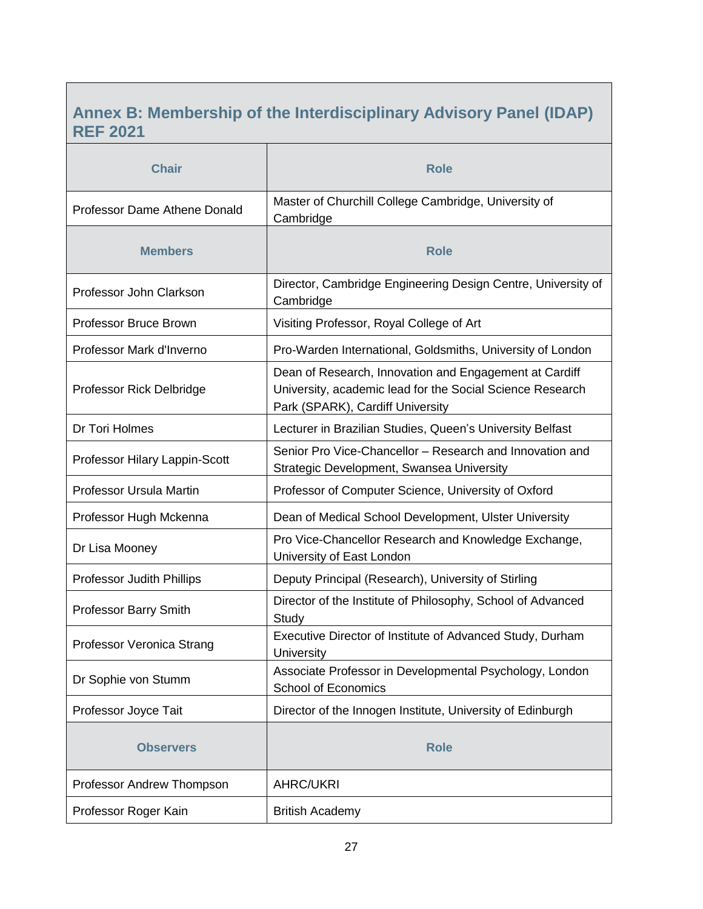## Annex B: Membership of the Interdisciplinary Advisory Panel (IDAP) REF 2021

| Chair | Role |
|---|---|
| Professor Dame Athene Donald | Master of Churchill College Cambridge, University of Cambridge |
| **Members** | **Role** |
| Professor John Clarkson | Director, Cambridge Engineering Design Centre, University of Cambridge |
| Professor Bruce Brown | Visiting Professor, Royal College of Art |
| Professor Mark d'Inverno | Pro-Warden International, Goldsmiths, University of London |
| Professor Rick Delbridge | Dean of Research, Innovation and Engagement at Cardiff University, academic lead for the Social Science Research Park (SPARK), Cardiff University |
| Dr Tori Holmes | Lecturer in Brazilian Studies, Queen's University Belfast |
| Professor Hilary Lappin-Scott | Senior Pro Vice-Chancellor – Research and Innovation and Strategic Development, Swansea University |
| Professor Ursula Martin | Professor of Computer Science, University of Oxford |
| Professor Hugh Mckenna | Dean of Medical School Development, Ulster University |
| Dr Lisa Mooney | Pro Vice-Chancellor Research and Knowledge Exchange, University of East London |
| Professor Judith Phillips | Deputy Principal (Research), University of Stirling |
| Professor Barry Smith | Director of the Institute of Philosophy, School of Advanced Study |
| Professor Veronica Strang | Executive Director of Institute of Advanced Study, Durham University |
| Dr Sophie von Stumm | Associate Professor in Developmental Psychology, London School of Economics |
| Professor Joyce Tait | Director of the Innogen Institute, University of Edinburgh |
| **Observers** | **Role** |
| Professor Andrew Thompson | AHRC/UKRI |
| Professor Roger Kain | British Academy |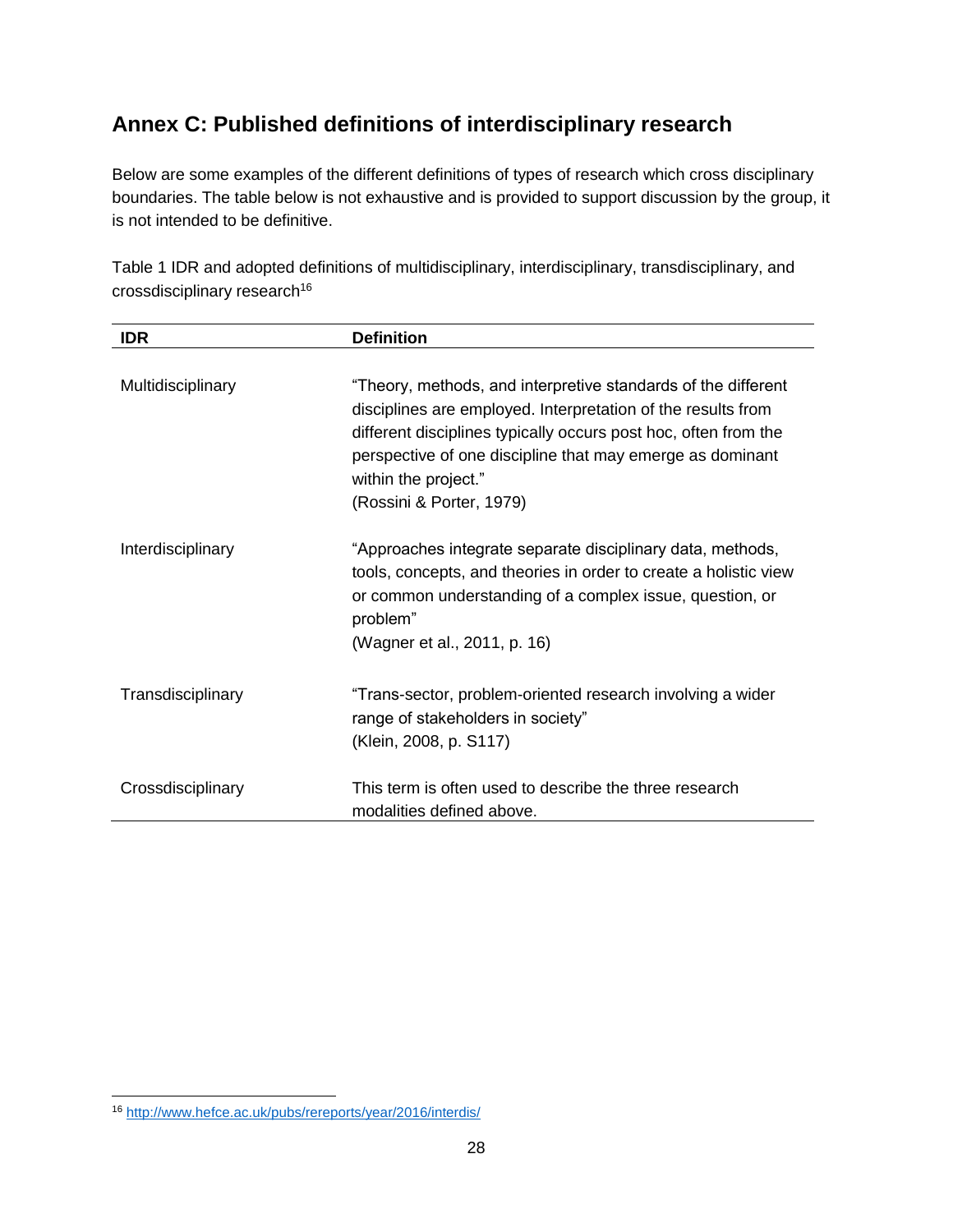## Annex C: Published definitions of interdisciplinary research

Below are some examples of the different definitions of types of research which cross disciplinary boundaries. The table below is not exhaustive and is provided to support discussion by the group, it is not intended to be definitive.

Table 1 IDR and adopted definitions of multidisciplinary, interdisciplinary, transdisciplinary, and crossdisciplinary research[16]

| IDR | Definition |
|---|---|
| Multidisciplinary | "Theory, methods, and interpretive standards of the different disciplines are employed. Interpretation of the results from different disciplines typically occurs post hoc, often from the perspective of one discipline that may emerge as dominant within the project." (Rossini & Porter, 1979) |
| Interdisciplinary | "Approaches integrate separate disciplinary data, methods, tools, concepts, and theories in order to create a holistic view or common understanding of a complex issue, question, or problem" (Wagner et al., 2011, p. 16) |
| Transdisciplinary | "Trans-sector, problem-oriented research involving a wider range of stakeholders in society" (Klein, 2008, p. S117) |
| Crossdisciplinary | This term is often used to describe the three research modalities defined above. |

[16] http://www.hefce.ac.uk/pubs/rereports/year/2016/interdis/